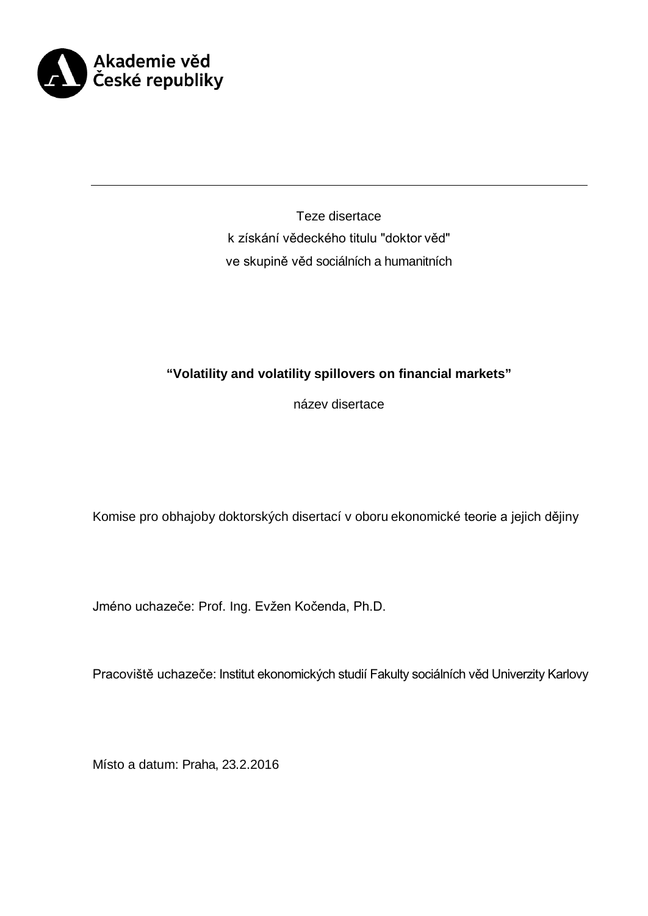Akademie věd České republiky

---

Teze disertace
k získání vědeckého titulu "doktor věd"
ve skupině věd sociálních a humanitních

**“Volatility and volatility spillovers on financial markets”**

název disertace

Komise pro obhajoby doktorských disertací v oboru ekonomické teorie a jejich dějiny

Jméno uchazeče: Prof. Ing. Evžen Kočenda, Ph.D.

Pracoviště uchazeče: Institut ekonomických studií Fakulty sociálních věd Univerzity Karlovy

Místo a datum: Praha, 23.2.2016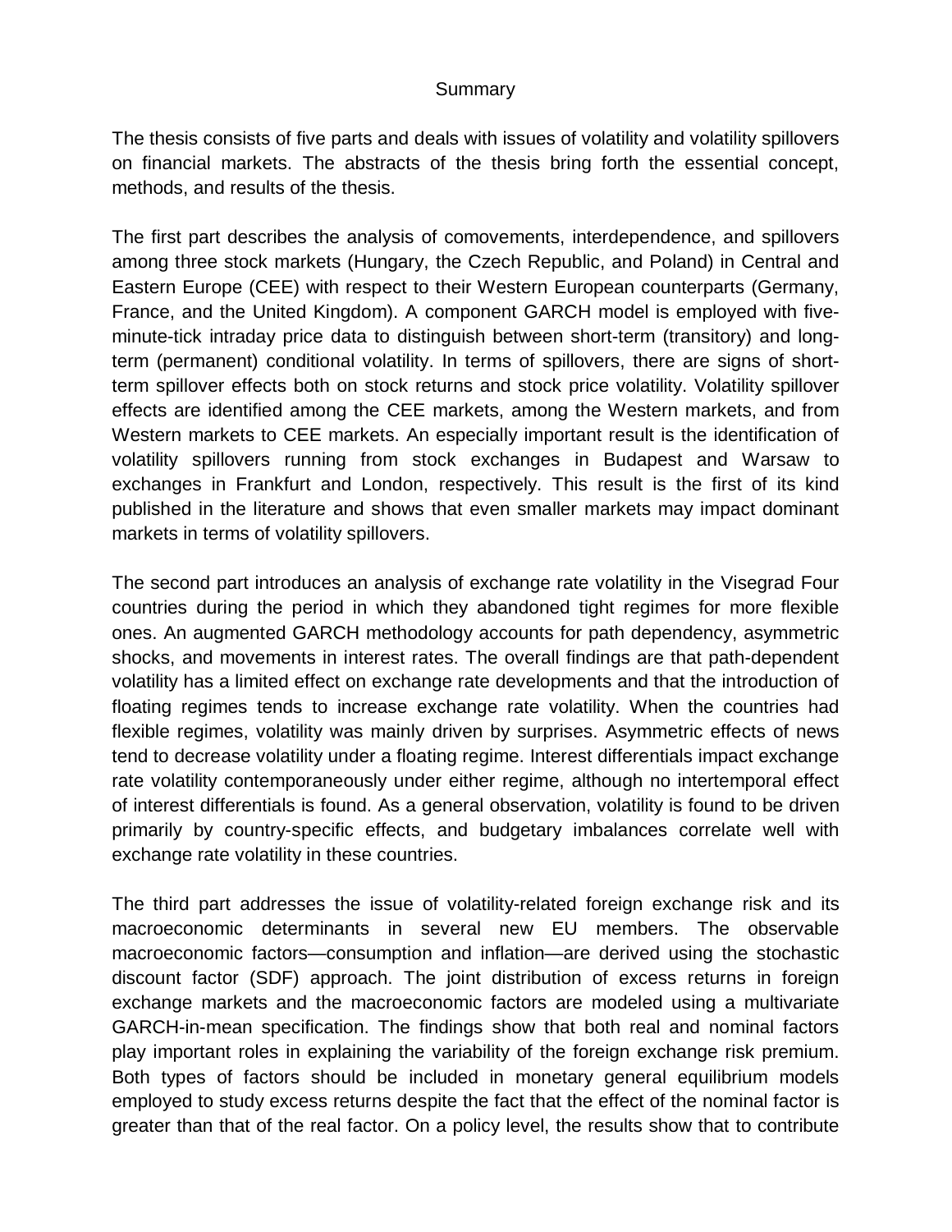# Summary

The thesis consists of five parts and deals with issues of volatility and volatility spillovers on financial markets. The abstracts of the thesis bring forth the essential concept, methods, and results of the thesis.

The first part describes the analysis of comovements, interdependence, and spillovers among three stock markets (Hungary, the Czech Republic, and Poland) in Central and Eastern Europe (CEE) with respect to their Western European counterparts (Germany, France, and the United Kingdom). A component GARCH model is employed with five-minute-tick intraday price data to distinguish between short-term (transitory) and long-term (permanent) conditional volatility. In terms of spillovers, there are signs of short-term spillover effects both on stock returns and stock price volatility. Volatility spillover effects are identified among the CEE markets, among the Western markets, and from Western markets to CEE markets. An especially important result is the identification of volatility spillovers running from stock exchanges in Budapest and Warsaw to exchanges in Frankfurt and London, respectively. This result is the first of its kind published in the literature and shows that even smaller markets may impact dominant markets in terms of volatility spillovers.

The second part introduces an analysis of exchange rate volatility in the Visegrad Four countries during the period in which they abandoned tight regimes for more flexible ones. An augmented GARCH methodology accounts for path dependency, asymmetric shocks, and movements in interest rates. The overall findings are that path-dependent volatility has a limited effect on exchange rate developments and that the introduction of floating regimes tends to increase exchange rate volatility. When the countries had flexible regimes, volatility was mainly driven by surprises. Asymmetric effects of news tend to decrease volatility under a floating regime. Interest differentials impact exchange rate volatility contemporaneously under either regime, although no intertemporal effect of interest differentials is found. As a general observation, volatility is found to be driven primarily by country-specific effects, and budgetary imbalances correlate well with exchange rate volatility in these countries.

The third part addresses the issue of volatility-related foreign exchange risk and its macroeconomic determinants in several new EU members. The observable macroeconomic factors—consumption and inflation—are derived using the stochastic discount factor (SDF) approach. The joint distribution of excess returns in foreign exchange markets and the macroeconomic factors are modeled using a multivariate GARCH-in-mean specification. The findings show that both real and nominal factors play important roles in explaining the variability of the foreign exchange risk premium. Both types of factors should be included in monetary general equilibrium models employed to study excess returns despite the fact that the effect of the nominal factor is greater than that of the real factor. On a policy level, the results show that to contribute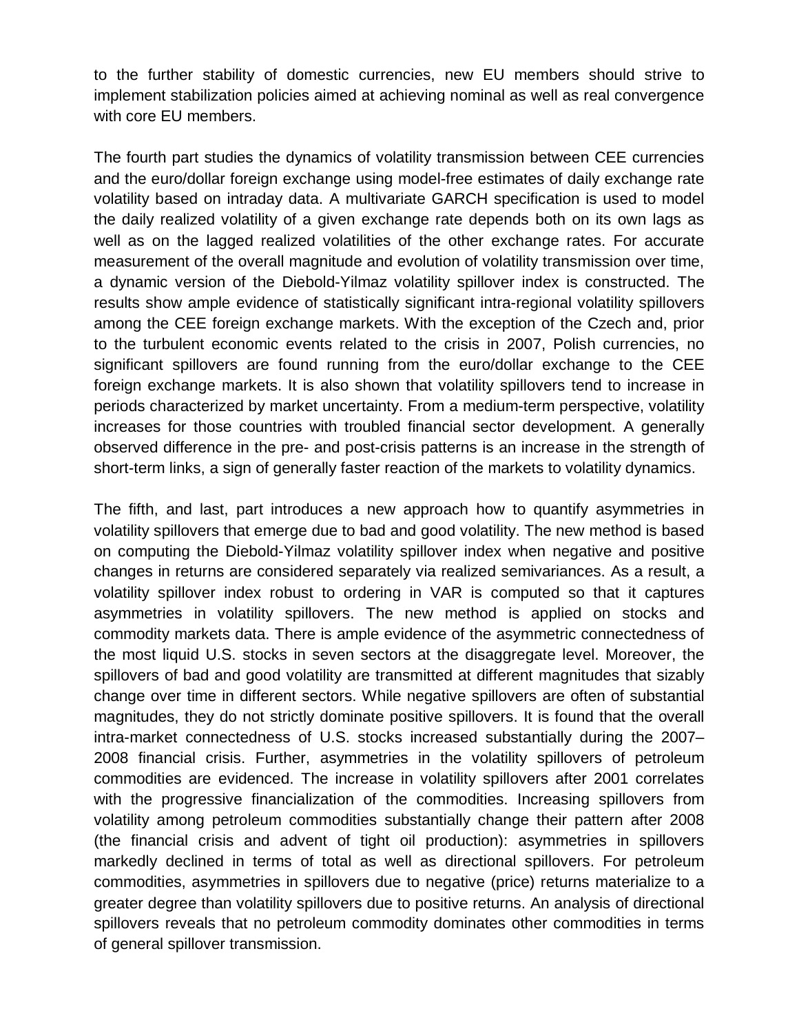to the further stability of domestic currencies, new EU members should strive to implement stabilization policies aimed at achieving nominal as well as real convergence with core EU members.

The fourth part studies the dynamics of volatility transmission between CEE currencies and the euro/dollar foreign exchange using model-free estimates of daily exchange rate volatility based on intraday data. A multivariate GARCH specification is used to model the daily realized volatility of a given exchange rate depends both on its own lags as well as on the lagged realized volatilities of the other exchange rates. For accurate measurement of the overall magnitude and evolution of volatility transmission over time, a dynamic version of the Diebold-Yilmaz volatility spillover index is constructed. The results show ample evidence of statistically significant intra-regional volatility spillovers among the CEE foreign exchange markets. With the exception of the Czech and, prior to the turbulent economic events related to the crisis in 2007, Polish currencies, no significant spillovers are found running from the euro/dollar exchange to the CEE foreign exchange markets. It is also shown that volatility spillovers tend to increase in periods characterized by market uncertainty. From a medium-term perspective, volatility increases for those countries with troubled financial sector development. A generally observed difference in the pre- and post-crisis patterns is an increase in the strength of short-term links, a sign of generally faster reaction of the markets to volatility dynamics.

The fifth, and last, part introduces a new approach how to quantify asymmetries in volatility spillovers that emerge due to bad and good volatility. The new method is based on computing the Diebold-Yilmaz volatility spillover index when negative and positive changes in returns are considered separately via realized semivariances. As a result, a volatility spillover index robust to ordering in VAR is computed so that it captures asymmetries in volatility spillovers. The new method is applied on stocks and commodity markets data. There is ample evidence of the asymmetric connectedness of the most liquid U.S. stocks in seven sectors at the disaggregate level. Moreover, the spillovers of bad and good volatility are transmitted at different magnitudes that sizably change over time in different sectors. While negative spillovers are often of substantial magnitudes, they do not strictly dominate positive spillovers. It is found that the overall intra-market connectedness of U.S. stocks increased substantially during the 2007–2008 financial crisis. Further, asymmetries in the volatility spillovers of petroleum commodities are evidenced. The increase in volatility spillovers after 2001 correlates with the progressive financialization of the commodities. Increasing spillovers from volatility among petroleum commodities substantially change their pattern after 2008 (the financial crisis and advent of tight oil production): asymmetries in spillovers markedly declined in terms of total as well as directional spillovers. For petroleum commodities, asymmetries in spillovers due to negative (price) returns materialize to a greater degree than volatility spillovers due to positive returns. An analysis of directional spillovers reveals that no petroleum commodity dominates other commodities in terms of general spillover transmission.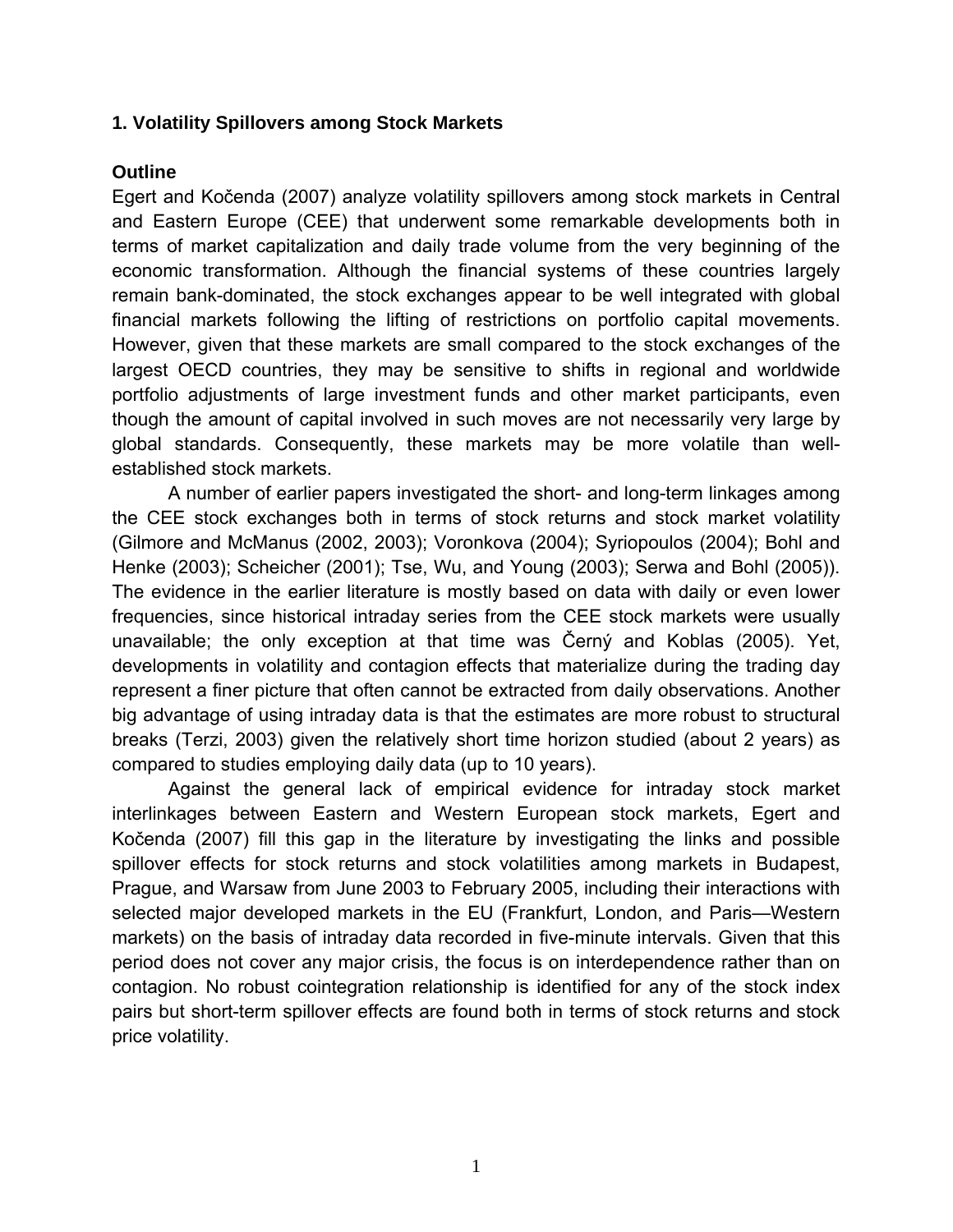## 1. Volatility Spillovers among Stock Markets

### Outline

Egert and Kočenda (2007) analyze volatility spillovers among stock markets in Central and Eastern Europe (CEE) that underwent some remarkable developments both in terms of market capitalization and daily trade volume from the very beginning of the economic transformation. Although the financial systems of these countries largely remain bank-dominated, the stock exchanges appear to be well integrated with global financial markets following the lifting of restrictions on portfolio capital movements. However, given that these markets are small compared to the stock exchanges of the largest OECD countries, they may be sensitive to shifts in regional and worldwide portfolio adjustments of large investment funds and other market participants, even though the amount of capital involved in such moves are not necessarily very large by global standards. Consequently, these markets may be more volatile than well-established stock markets.

A number of earlier papers investigated the short- and long-term linkages among the CEE stock exchanges both in terms of stock returns and stock market volatility (Gilmore and McManus (2002, 2003); Voronkova (2004); Syriopoulos (2004); Bohl and Henke (2003); Scheicher (2001); Tse, Wu, and Young (2003); Serwa and Bohl (2005)). The evidence in the earlier literature is mostly based on data with daily or even lower frequencies, since historical intraday series from the CEE stock markets were usually unavailable; the only exception at that time was Černý and Koblas (2005). Yet, developments in volatility and contagion effects that materialize during the trading day represent a finer picture that often cannot be extracted from daily observations. Another big advantage of using intraday data is that the estimates are more robust to structural breaks (Terzi, 2003) given the relatively short time horizon studied (about 2 years) as compared to studies employing daily data (up to 10 years).

Against the general lack of empirical evidence for intraday stock market interlinkages between Eastern and Western European stock markets, Egert and Kočenda (2007) fill this gap in the literature by investigating the links and possible spillover effects for stock returns and stock volatilities among markets in Budapest, Prague, and Warsaw from June 2003 to February 2005, including their interactions with selected major developed markets in the EU (Frankfurt, London, and Paris—Western markets) on the basis of intraday data recorded in five-minute intervals. Given that this period does not cover any major crisis, the focus is on interdependence rather than on contagion. No robust cointegration relationship is identified for any of the stock index pairs but short-term spillover effects are found both in terms of stock returns and stock price volatility.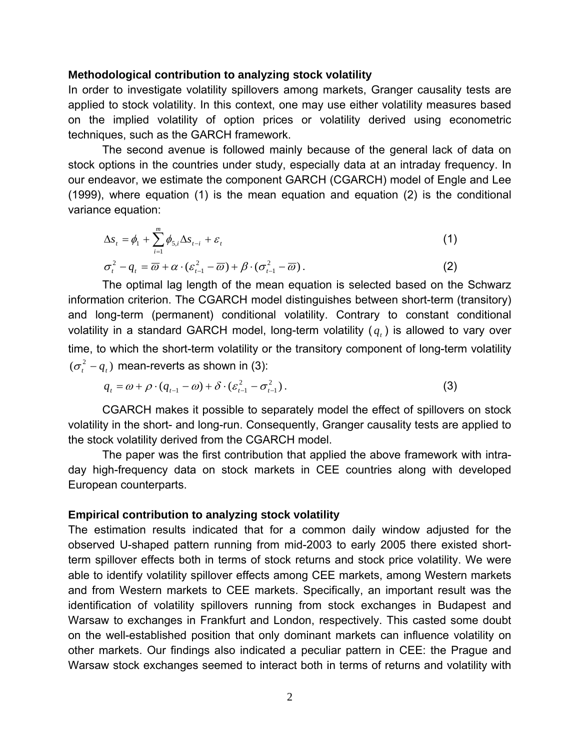**Methodological contribution to analyzing stock volatility**

In order to investigate volatility spillovers among markets, Granger causality tests are applied to stock volatility. In this context, one may use either volatility measures based on the implied volatility of option prices or volatility derived using econometric techniques, such as the GARCH framework.

The second avenue is followed mainly because of the general lack of data on stock options in the countries under study, especially data at an intraday frequency. In our endeavor, we estimate the component GARCH (CGARCH) model of Engle and Lee (1999), where equation (1) is the mean equation and equation (2) is the conditional variance equation:

$$\Delta s_t = \phi_1 + \sum_{i=1}^{m} \phi_{5,i} \Delta s_{t-i} + \varepsilon_t \tag{1}$$

$$\sigma_t^2 - q_t = \overline{\varpi} + \alpha \cdot (\varepsilon_{t-1}^2 - \overline{\varpi}) + \beta \cdot (\sigma_{t-1}^2 - \overline{\varpi}). \tag{2}$$

The optimal lag length of the mean equation is selected based on the Schwarz information criterion. The CGARCH model distinguishes between short-term (transitory) and long-term (permanent) conditional volatility. Contrary to constant conditional volatility in a standard GARCH model, long-term volatility ($q_t$) is allowed to vary over time, to which the short-term volatility or the transitory component of long-term volatility $(\sigma_t^2 - q_t)$ mean-reverts as shown in (3):

$$q_t = \omega + \rho \cdot (q_{t-1} - \omega) + \delta \cdot (\varepsilon_{t-1}^2 - \sigma_{t-1}^2). \tag{3}$$

CGARCH makes it possible to separately model the effect of spillovers on stock volatility in the short- and long-run. Consequently, Granger causality tests are applied to the stock volatility derived from the CGARCH model.

The paper was the first contribution that applied the above framework with intra-day high-frequency data on stock markets in CEE countries along with developed European counterparts.

**Empirical contribution to analyzing stock volatility**

The estimation results indicated that for a common daily window adjusted for the observed U-shaped pattern running from mid-2003 to early 2005 there existed short-term spillover effects both in terms of stock returns and stock price volatility. We were able to identify volatility spillover effects among CEE markets, among Western markets and from Western markets to CEE markets. Specifically, an important result was the identification of volatility spillovers running from stock exchanges in Budapest and Warsaw to exchanges in Frankfurt and London, respectively. This casted some doubt on the well-established position that only dominant markets can influence volatility on other markets. Our findings also indicated a peculiar pattern in CEE: the Prague and Warsaw stock exchanges seemed to interact both in terms of returns and volatility with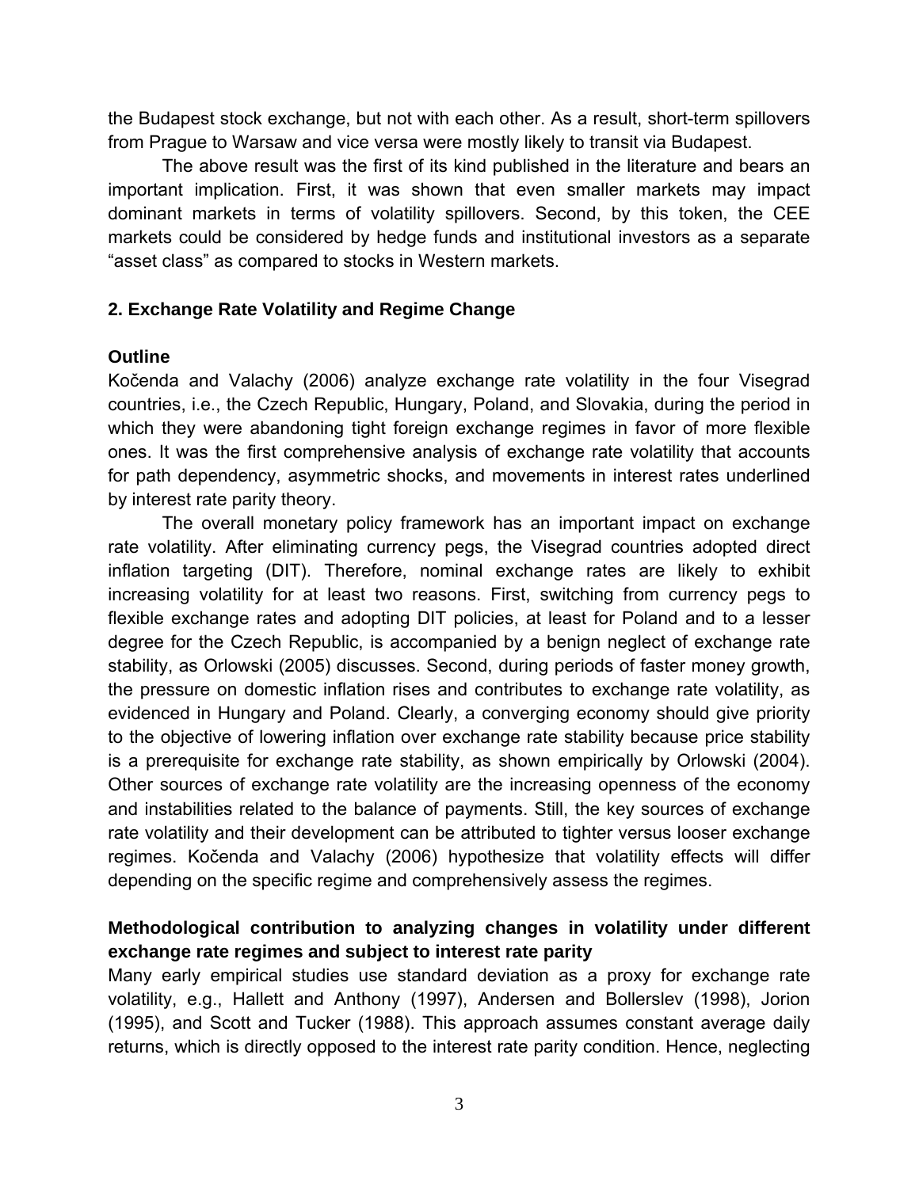the Budapest stock exchange, but not with each other. As a result, short-term spillovers from Prague to Warsaw and vice versa were mostly likely to transit via Budapest.

The above result was the first of its kind published in the literature and bears an important implication. First, it was shown that even smaller markets may impact dominant markets in terms of volatility spillovers. Second, by this token, the CEE markets could be considered by hedge funds and institutional investors as a separate "asset class" as compared to stocks in Western markets.

## 2. Exchange Rate Volatility and Regime Change

### Outline

Kočenda and Valachy (2006) analyze exchange rate volatility in the four Visegrad countries, i.e., the Czech Republic, Hungary, Poland, and Slovakia, during the period in which they were abandoning tight foreign exchange regimes in favor of more flexible ones. It was the first comprehensive analysis of exchange rate volatility that accounts for path dependency, asymmetric shocks, and movements in interest rates underlined by interest rate parity theory.

The overall monetary policy framework has an important impact on exchange rate volatility. After eliminating currency pegs, the Visegrad countries adopted direct inflation targeting (DIT). Therefore, nominal exchange rates are likely to exhibit increasing volatility for at least two reasons. First, switching from currency pegs to flexible exchange rates and adopting DIT policies, at least for Poland and to a lesser degree for the Czech Republic, is accompanied by a benign neglect of exchange rate stability, as Orlowski (2005) discusses. Second, during periods of faster money growth, the pressure on domestic inflation rises and contributes to exchange rate volatility, as evidenced in Hungary and Poland. Clearly, a converging economy should give priority to the objective of lowering inflation over exchange rate stability because price stability is a prerequisite for exchange rate stability, as shown empirically by Orlowski (2004). Other sources of exchange rate volatility are the increasing openness of the economy and instabilities related to the balance of payments. Still, the key sources of exchange rate volatility and their development can be attributed to tighter versus looser exchange regimes. Kočenda and Valachy (2006) hypothesize that volatility effects will differ depending on the specific regime and comprehensively assess the regimes.

### Methodological contribution to analyzing changes in volatility under different exchange rate regimes and subject to interest rate parity

Many early empirical studies use standard deviation as a proxy for exchange rate volatility, e.g., Hallett and Anthony (1997), Andersen and Bollerslev (1998), Jorion (1995), and Scott and Tucker (1988). This approach assumes constant average daily returns, which is directly opposed to the interest rate parity condition. Hence, neglecting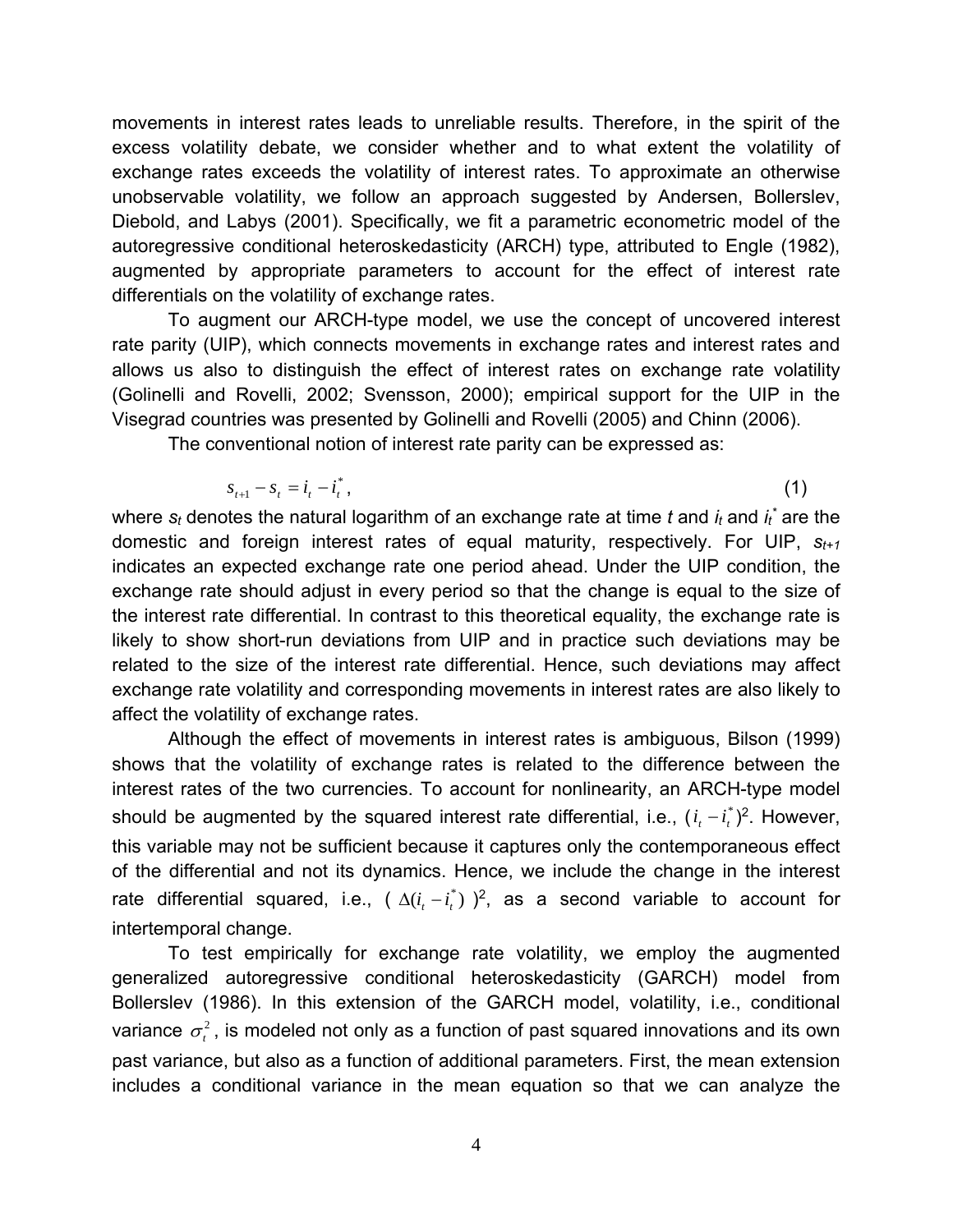movements in interest rates leads to unreliable results. Therefore, in the spirit of the excess volatility debate, we consider whether and to what extent the volatility of exchange rates exceeds the volatility of interest rates. To approximate an otherwise unobservable volatility, we follow an approach suggested by Andersen, Bollerslev, Diebold, and Labys (2001). Specifically, we fit a parametric econometric model of the autoregressive conditional heteroskedasticity (ARCH) type, attributed to Engle (1982), augmented by appropriate parameters to account for the effect of interest rate differentials on the volatility of exchange rates.

To augment our ARCH-type model, we use the concept of uncovered interest rate parity (UIP), which connects movements in exchange rates and interest rates and allows us also to distinguish the effect of interest rates on exchange rate volatility (Golinelli and Rovelli, 2002; Svensson, 2000); empirical support for the UIP in the Visegrad countries was presented by Golinelli and Rovelli (2005) and Chinn (2006).

The conventional notion of interest rate parity can be expressed as:

$$s_{t+1} - s_t = i_t - i_t^*, \tag{1}$$

where $s_t$ denotes the natural logarithm of an exchange rate at time $t$ and $i_t$ and $i_t^*$ are the domestic and foreign interest rates of equal maturity, respectively. For UIP, $s_{t+1}$ indicates an expected exchange rate one period ahead. Under the UIP condition, the exchange rate should adjust in every period so that the change is equal to the size of the interest rate differential. In contrast to this theoretical equality, the exchange rate is likely to show short-run deviations from UIP and in practice such deviations may be related to the size of the interest rate differential. Hence, such deviations may affect exchange rate volatility and corresponding movements in interest rates are also likely to affect the volatility of exchange rates.

Although the effect of movements in interest rates is ambiguous, Bilson (1999) shows that the volatility of exchange rates is related to the difference between the interest rates of the two currencies. To account for nonlinearity, an ARCH-type model should be augmented by the squared interest rate differential, i.e., $(i_t - i_t^*)^2$. However, this variable may not be sufficient because it captures only the contemporaneous effect of the differential and not its dynamics. Hence, we include the change in the interest rate differential squared, i.e., $(\Delta(i_t - i_t^*))^2$, as a second variable to account for intertemporal change.

To test empirically for exchange rate volatility, we employ the augmented generalized autoregressive conditional heteroskedasticity (GARCH) model from Bollerslev (1986). In this extension of the GARCH model, volatility, i.e., conditional variance $\sigma_t^2$, is modeled not only as a function of past squared innovations and its own past variance, but also as a function of additional parameters. First, the mean extension includes a conditional variance in the mean equation so that we can analyze the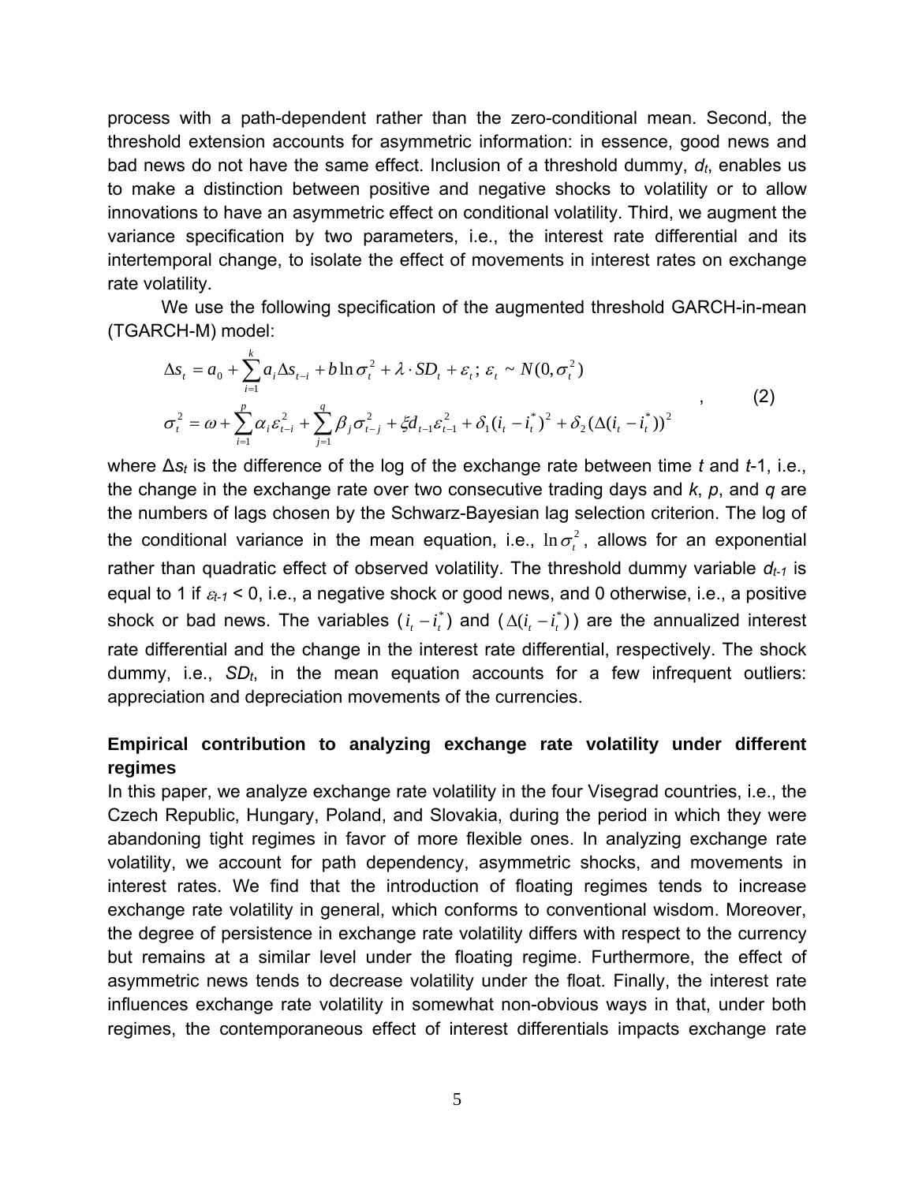process with a path-dependent rather than the zero-conditional mean. Second, the threshold extension accounts for asymmetric information: in essence, good news and bad news do not have the same effect. Inclusion of a threshold dummy, $d_t$, enables us to make a distinction between positive and negative shocks to volatility or to allow innovations to have an asymmetric effect on conditional volatility. Third, we augment the variance specification by two parameters, i.e., the interest rate differential and its intertemporal change, to isolate the effect of movements in interest rates on exchange rate volatility.

We use the following specification of the augmented threshold GARCH-in-mean (TGARCH-M) model:

$$
\begin{aligned}
\Delta s_t &= a_0 + \sum_{i=1}^{k} a_i \Delta s_{t-i} + b \ln \sigma_t^2 + \lambda \cdot SD_t + \varepsilon_t ;\ \varepsilon_t \sim N(0, \sigma_t^2) \\
\sigma_t^2 &= \omega + \sum_{i=1}^{p} \alpha_i \varepsilon_{t-i}^2 + \sum_{j=1}^{q} \beta_j \sigma_{t-j}^2 + \xi d_{t-1} \varepsilon_{t-1}^2 + \delta_1 (i_t - i_t^*)^2 + \delta_2 (\Delta(i_t - i_t^*))^2
\end{aligned}
\quad , \qquad (2)
$$

where $\Delta s_t$ is the difference of the log of the exchange rate between time $t$ and $t$-1, i.e., the change in the exchange rate over two consecutive trading days and $k$, $p$, and $q$ are the numbers of lags chosen by the Schwarz-Bayesian lag selection criterion. The log of the conditional variance in the mean equation, i.e., $\ln \sigma_t^2$, allows for an exponential rather than quadratic effect of observed volatility. The threshold dummy variable $d_{t-1}$ is equal to 1 if $\varepsilon_{t-1} < 0$, i.e., a negative shock or good news, and 0 otherwise, i.e., a positive shock or bad news. The variables $(i_t - i_t^*)$ and $(\Delta(i_t - i_t^*))$ are the annualized interest rate differential and the change in the interest rate differential, respectively. The shock dummy, i.e., $SD_t$, in the mean equation accounts for a few infrequent outliers: appreciation and depreciation movements of the currencies.

**Empirical contribution to analyzing exchange rate volatility under different regimes**

In this paper, we analyze exchange rate volatility in the four Visegrad countries, i.e., the Czech Republic, Hungary, Poland, and Slovakia, during the period in which they were abandoning tight regimes in favor of more flexible ones. In analyzing exchange rate volatility, we account for path dependency, asymmetric shocks, and movements in interest rates. We find that the introduction of floating regimes tends to increase exchange rate volatility in general, which conforms to conventional wisdom. Moreover, the degree of persistence in exchange rate volatility differs with respect to the currency but remains at a similar level under the floating regime. Furthermore, the effect of asymmetric news tends to decrease volatility under the float. Finally, the interest rate influences exchange rate volatility in somewhat non-obvious ways in that, under both regimes, the contemporaneous effect of interest differentials impacts exchange rate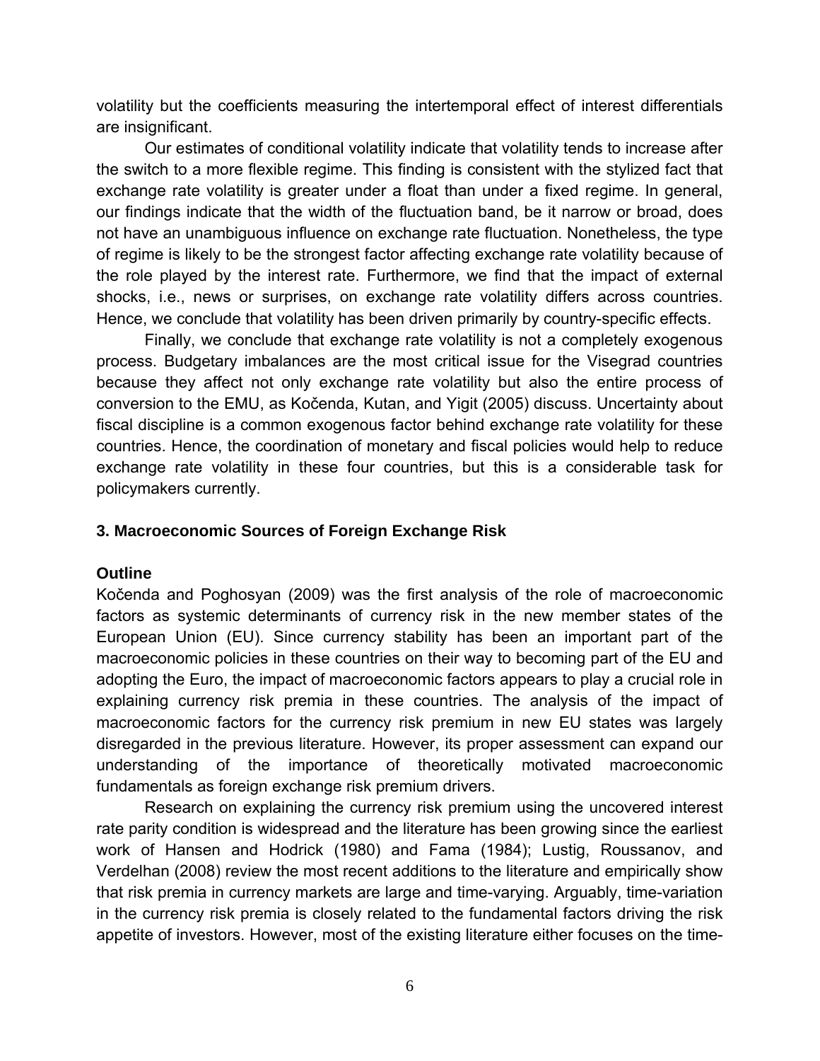volatility but the coefficients measuring the intertemporal effect of interest differentials are insignificant.

Our estimates of conditional volatility indicate that volatility tends to increase after the switch to a more flexible regime. This finding is consistent with the stylized fact that exchange rate volatility is greater under a float than under a fixed regime. In general, our findings indicate that the width of the fluctuation band, be it narrow or broad, does not have an unambiguous influence on exchange rate fluctuation. Nonetheless, the type of regime is likely to be the strongest factor affecting exchange rate volatility because of the role played by the interest rate. Furthermore, we find that the impact of external shocks, i.e., news or surprises, on exchange rate volatility differs across countries. Hence, we conclude that volatility has been driven primarily by country-specific effects.

Finally, we conclude that exchange rate volatility is not a completely exogenous process. Budgetary imbalances are the most critical issue for the Visegrad countries because they affect not only exchange rate volatility but also the entire process of conversion to the EMU, as Kočenda, Kutan, and Yigit (2005) discuss. Uncertainty about fiscal discipline is a common exogenous factor behind exchange rate volatility for these countries. Hence, the coordination of monetary and fiscal policies would help to reduce exchange rate volatility in these four countries, but this is a considerable task for policymakers currently.

## 3. Macroeconomic Sources of Foreign Exchange Risk

### Outline

Kočenda and Poghosyan (2009) was the first analysis of the role of macroeconomic factors as systemic determinants of currency risk in the new member states of the European Union (EU). Since currency stability has been an important part of the macroeconomic policies in these countries on their way to becoming part of the EU and adopting the Euro, the impact of macroeconomic factors appears to play a crucial role in explaining currency risk premia in these countries. The analysis of the impact of macroeconomic factors for the currency risk premium in new EU states was largely disregarded in the previous literature. However, its proper assessment can expand our understanding of the importance of theoretically motivated macroeconomic fundamentals as foreign exchange risk premium drivers.

Research on explaining the currency risk premium using the uncovered interest rate parity condition is widespread and the literature has been growing since the earliest work of Hansen and Hodrick (1980) and Fama (1984); Lustig, Roussanov, and Verdelhan (2008) review the most recent additions to the literature and empirically show that risk premia in currency markets are large and time-varying. Arguably, time-variation in the currency risk premia is closely related to the fundamental factors driving the risk appetite of investors. However, most of the existing literature either focuses on the time-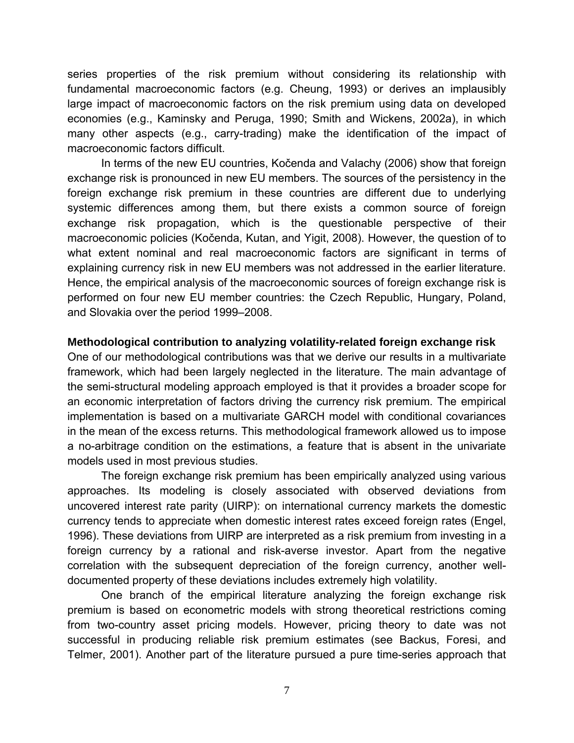series properties of the risk premium without considering its relationship with fundamental macroeconomic factors (e.g. Cheung, 1993) or derives an implausibly large impact of macroeconomic factors on the risk premium using data on developed economies (e.g., Kaminsky and Peruga, 1990; Smith and Wickens, 2002a), in which many other aspects (e.g., carry-trading) make the identification of the impact of macroeconomic factors difficult.

In terms of the new EU countries, Kočenda and Valachy (2006) show that foreign exchange risk is pronounced in new EU members. The sources of the persistency in the foreign exchange risk premium in these countries are different due to underlying systemic differences among them, but there exists a common source of foreign exchange risk propagation, which is the questionable perspective of their macroeconomic policies (Kočenda, Kutan, and Yigit, 2008). However, the question of to what extent nominal and real macroeconomic factors are significant in terms of explaining currency risk in new EU members was not addressed in the earlier literature. Hence, the empirical analysis of the macroeconomic sources of foreign exchange risk is performed on four new EU member countries: the Czech Republic, Hungary, Poland, and Slovakia over the period 1999–2008.

**Methodological contribution to analyzing volatility-related foreign exchange risk**

One of our methodological contributions was that we derive our results in a multivariate framework, which had been largely neglected in the literature. The main advantage of the semi-structural modeling approach employed is that it provides a broader scope for an economic interpretation of factors driving the currency risk premium. The empirical implementation is based on a multivariate GARCH model with conditional covariances in the mean of the excess returns. This methodological framework allowed us to impose a no-arbitrage condition on the estimations, a feature that is absent in the univariate models used in most previous studies.

The foreign exchange risk premium has been empirically analyzed using various approaches. Its modeling is closely associated with observed deviations from uncovered interest rate parity (UIRP): on international currency markets the domestic currency tends to appreciate when domestic interest rates exceed foreign rates (Engel, 1996). These deviations from UIRP are interpreted as a risk premium from investing in a foreign currency by a rational and risk-averse investor. Apart from the negative correlation with the subsequent depreciation of the foreign currency, another well-documented property of these deviations includes extremely high volatility.

One branch of the empirical literature analyzing the foreign exchange risk premium is based on econometric models with strong theoretical restrictions coming from two-country asset pricing models. However, pricing theory to date was not successful in producing reliable risk premium estimates (see Backus, Foresi, and Telmer, 2001). Another part of the literature pursued a pure time-series approach that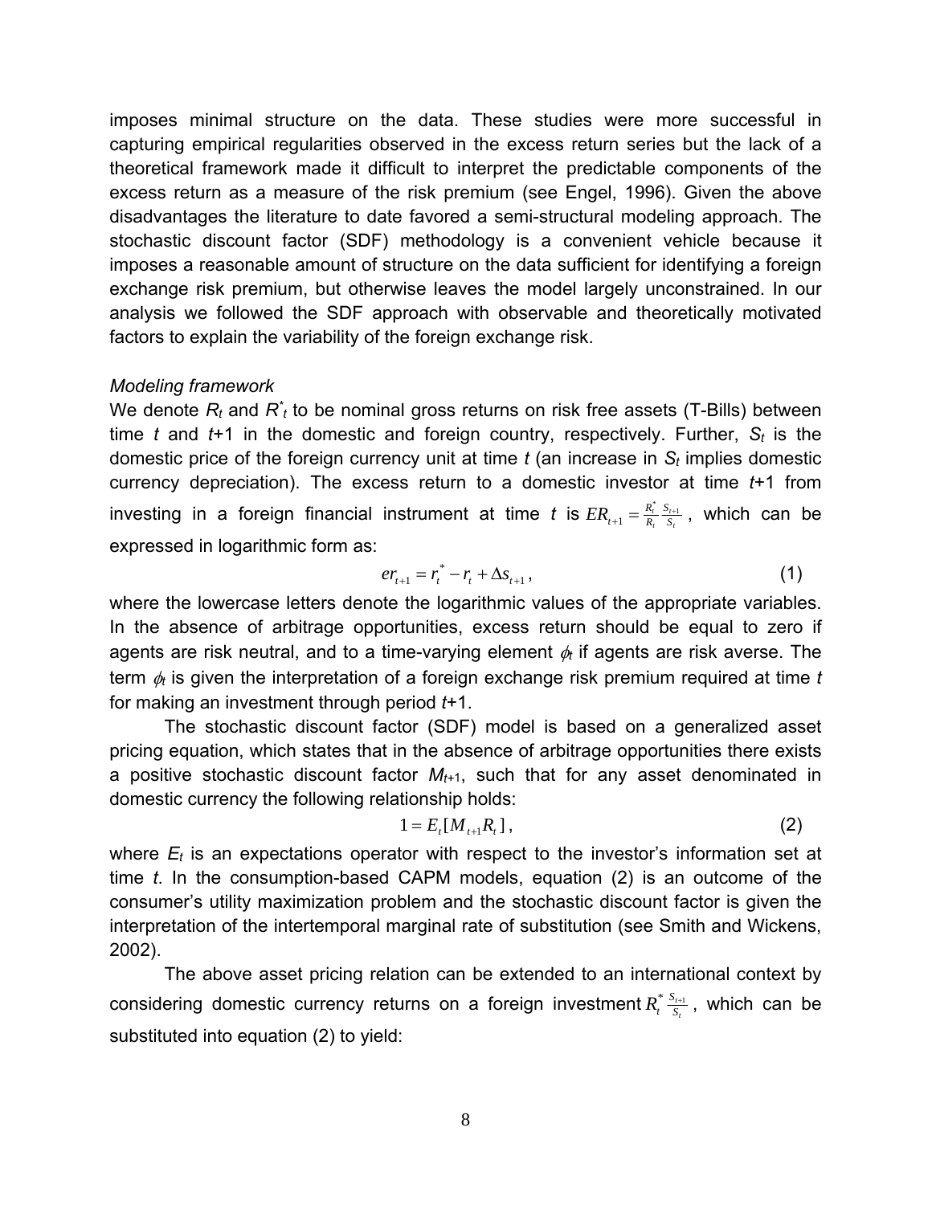imposes minimal structure on the data. These studies were more successful in capturing empirical regularities observed in the excess return series but the lack of a theoretical framework made it difficult to interpret the predictable components of the excess return as a measure of the risk premium (see Engel, 1996). Given the above disadvantages the literature to date favored a semi-structural modeling approach. The stochastic discount factor (SDF) methodology is a convenient vehicle because it imposes a reasonable amount of structure on the data sufficient for identifying a foreign exchange risk premium, but otherwise leaves the model largely unconstrained. In our analysis we followed the SDF approach with observable and theoretically motivated factors to explain the variability of the foreign exchange risk.

*Modeling framework*

We denote $R_t$ and $R^*_t$ to be nominal gross returns on risk free assets (T-Bills) between time $t$ and $t$+1 in the domestic and foreign country, respectively. Further, $S_t$ is the domestic price of the foreign currency unit at time $t$ (an increase in $S_t$ implies domestic currency depreciation). The excess return to a domestic investor at time $t$+1 from investing in a foreign financial instrument at time $t$ is $ER_{t+1} = \frac{R_t^*}{R_t}\frac{S_{t+1}}{S_t}$, which can be expressed in logarithmic form as:

$$er_{t+1} = r_t^* - r_t + \Delta s_{t+1}, \tag{1}$$

where the lowercase letters denote the logarithmic values of the appropriate variables. In the absence of arbitrage opportunities, excess return should be equal to zero if agents are risk neutral, and to a time-varying element $\phi_t$ if agents are risk averse. The term $\phi_t$ is given the interpretation of a foreign exchange risk premium required at time $t$ for making an investment through period $t$+1.

The stochastic discount factor (SDF) model is based on a generalized asset pricing equation, which states that in the absence of arbitrage opportunities there exists a positive stochastic discount factor $M_{t+1}$, such that for any asset denominated in domestic currency the following relationship holds:

$$1 = E_t[M_{t+1}R_t], \tag{2}$$

where $E_t$ is an expectations operator with respect to the investor's information set at time $t$. In the consumption-based CAPM models, equation (2) is an outcome of the consumer's utility maximization problem and the stochastic discount factor is given the interpretation of the intertemporal marginal rate of substitution (see Smith and Wickens, 2002).

The above asset pricing relation can be extended to an international context by considering domestic currency returns on a foreign investment $R_t^* \frac{S_{t+1}}{S_t}$, which can be substituted into equation (2) to yield: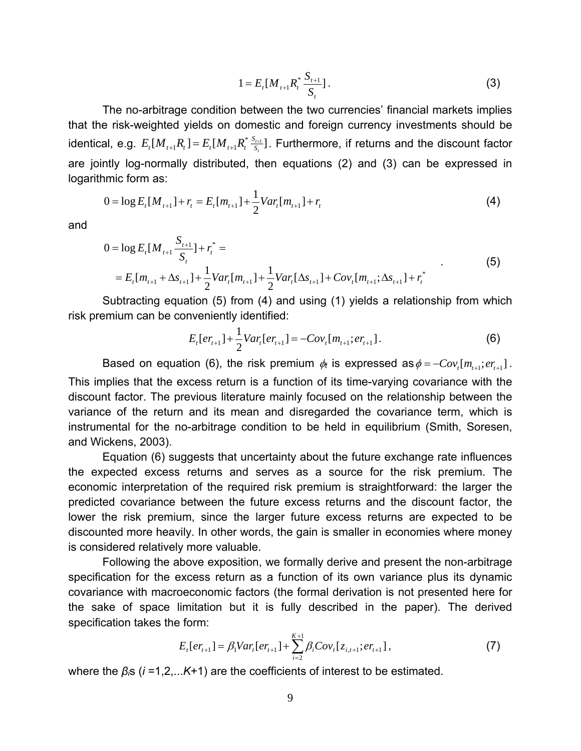$$1 = E_t[M_{t+1}R_t^* \frac{S_{t+1}}{S_t}]. \tag{3}$$

The no-arbitrage condition between the two currencies' financial markets implies that the risk-weighted yields on domestic and foreign currency investments should be identical, e.g. $E_t[M_{t+1}R_t] = E_t[M_{t+1}R_t^* \frac{S_{t+1}}{S_t}]$. Furthermore, if returns and the discount factor are jointly log-normally distributed, then equations (2) and (3) can be expressed in logarithmic form as:

$$0 = \log E_t[M_{t+1}] + r_t = E_t[m_{t+1}] + \frac{1}{2}Var_t[m_{t+1}] + r_t \tag{4}$$

and

$$\begin{aligned} 0 &= \log E_t[M_{t+1}\frac{S_{t+1}}{S_t}] + r_t^* = \\ &= E_t[m_{t+1} + \Delta s_{t+1}] + \frac{1}{2}Var_t[m_{t+1}] + \frac{1}{2}Var_t[\Delta s_{t+1}] + Cov_t[m_{t+1}; \Delta s_{t+1}] + r_t^* \end{aligned} \tag{5}$$

Subtracting equation (5) from (4) and using (1) yields a relationship from which risk premium can be conveniently identified:

$$E_t[er_{t+1}] + \frac{1}{2}Var_t[er_{t+1}] = -Cov_t[m_{t+1}; er_{t+1}]. \tag{6}$$

Based on equation (6), the risk premium $\phi_t$ is expressed as $\phi = -Cov_t[m_{t+1}; er_{t+1}]$. This implies that the excess return is a function of its time-varying covariance with the discount factor. The previous literature mainly focused on the relationship between the variance of the return and its mean and disregarded the covariance term, which is instrumental for the no-arbitrage condition to be held in equilibrium (Smith, Soresen, and Wickens, 2003).

Equation (6) suggests that uncertainty about the future exchange rate influences the expected excess returns and serves as a source for the risk premium. The economic interpretation of the required risk premium is straightforward: the larger the predicted covariance between the future excess returns and the discount factor, the lower the risk premium, since the larger future excess returns are expected to be discounted more heavily. In other words, the gain is smaller in economies where money is considered relatively more valuable.

Following the above exposition, we formally derive and present the non-arbitrage specification for the excess return as a function of its own variance plus its dynamic covariance with macroeconomic factors (the formal derivation is not presented here for the sake of space limitation but it is fully described in the paper). The derived specification takes the form:

$$E_t[er_{t+1}] = \beta_1 Var_t[er_{t+1}] + \sum_{i=2}^{K+1} \beta_i Cov_t[z_{i,t+1}; er_{t+1}], \tag{7}$$

where the $\beta_i$s ($i$ =1,2,...$K$+1) are the coefficients of interest to be estimated.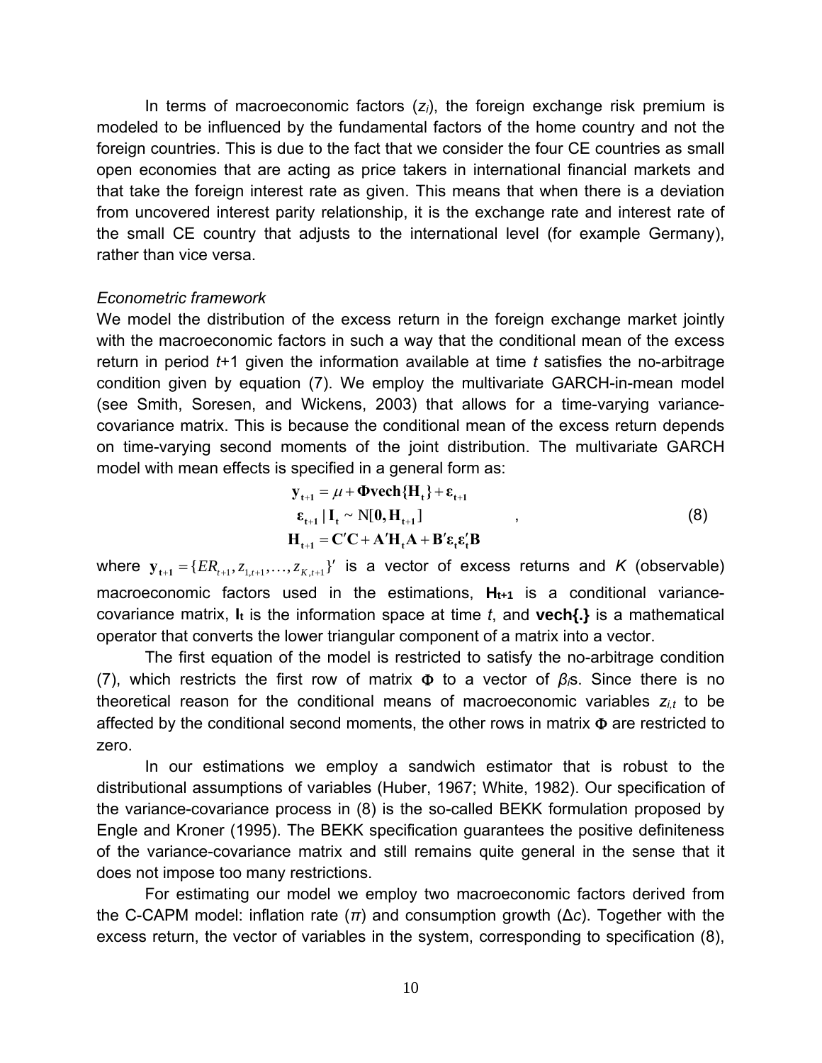In terms of macroeconomic factors ($z_i$), the foreign exchange risk premium is modeled to be influenced by the fundamental factors of the home country and not the foreign countries. This is due to the fact that we consider the four CE countries as small open economies that are acting as price takers in international financial markets and that take the foreign interest rate as given. This means that when there is a deviation from uncovered interest parity relationship, it is the exchange rate and interest rate of the small CE country that adjusts to the international level (for example Germany), rather than vice versa.

*Econometric framework*

We model the distribution of the excess return in the foreign exchange market jointly with the macroeconomic factors in such a way that the conditional mean of the excess return in period *t*+1 given the information available at time *t* satisfies the no-arbitrage condition given by equation (7). We employ the multivariate GARCH-in-mean model (see Smith, Soresen, and Wickens, 2003) that allows for a time-varying variance-covariance matrix. This is because the conditional mean of the excess return depends on time-varying second moments of the joint distribution. The multivariate GARCH model with mean effects is specified in a general form as:

$$
\begin{aligned}
\mathbf{y_{t+1}} &= \mu + \mathbf{\Phi vech\{H_t\}} + \boldsymbol{\varepsilon}_{\mathbf{t+1}} \\
\boldsymbol{\varepsilon}_{\mathbf{t+1}} \,|\, \mathbf{I_t} &\sim \mathrm{N}[\mathbf{0}, \mathbf{H_{t+1}}] \\
\mathbf{H_{t+1}} &= \mathbf{C'C} + \mathbf{A'H_tA} + \mathbf{B'}\boldsymbol{\varepsilon}_{\mathbf{t}}\boldsymbol{\varepsilon}_{\mathbf{t}}'\mathbf{B}
\end{aligned} \quad , \tag{8}
$$

where $\mathbf{y_{t+1}} = \{ER_{t+1}, z_{1,t+1}, \ldots, z_{K,t+1}\}'$ is a vector of excess returns and *K* (observable) macroeconomic factors used in the estimations, $\mathbf{H_{t+1}}$ is a conditional variance-covariance matrix, $\mathbf{I_t}$ is the information space at time *t*, and **vech{.}** is a mathematical operator that converts the lower triangular component of a matrix into a vector.

The first equation of the model is restricted to satisfy the no-arbitrage condition (7), which restricts the first row of matrix $\mathbf{\Phi}$ to a vector of $\beta_i$s. Since there is no theoretical reason for the conditional means of macroeconomic variables $z_{i,t}$ to be affected by the conditional second moments, the other rows in matrix $\mathbf{\Phi}$ are restricted to zero.

In our estimations we employ a sandwich estimator that is robust to the distributional assumptions of variables (Huber, 1967; White, 1982). Our specification of the variance-covariance process in (8) is the so-called BEKK formulation proposed by Engle and Kroner (1995). The BEKK specification guarantees the positive definiteness of the variance-covariance matrix and still remains quite general in the sense that it does not impose too many restrictions.

For estimating our model we employ two macroeconomic factors derived from the C-CAPM model: inflation rate ($\pi$) and consumption growth ($\Delta c$). Together with the excess return, the vector of variables in the system, corresponding to specification (8),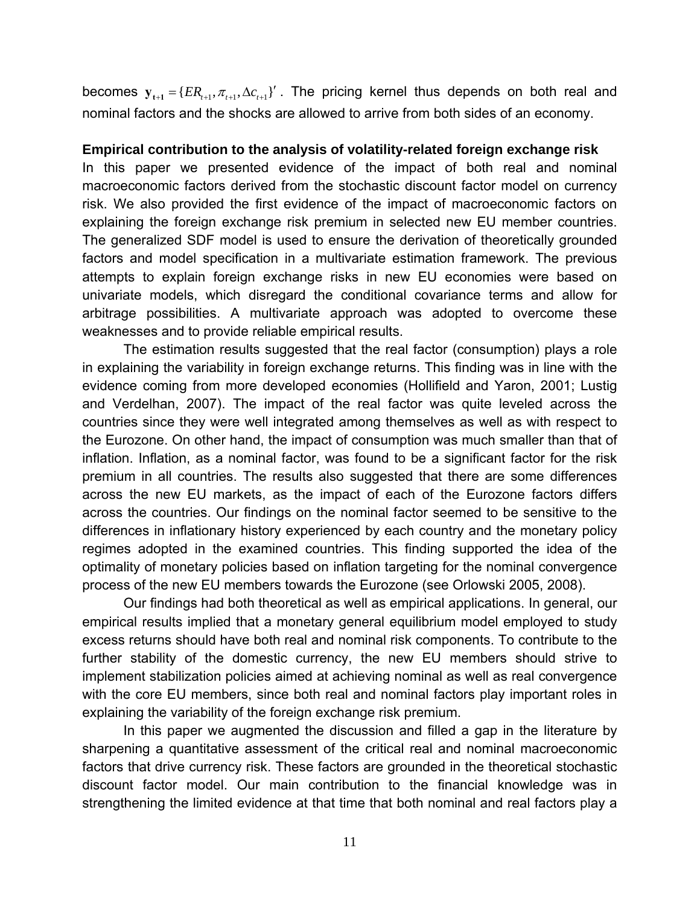becomes $\mathbf{y}_{t+1} = \{ER_{t+1}, \pi_{t+1}, \Delta c_{t+1}\}'$. The pricing kernel thus depends on both real and nominal factors and the shocks are allowed to arrive from both sides of an economy.

**Empirical contribution to the analysis of volatility-related foreign exchange risk**

In this paper we presented evidence of the impact of both real and nominal macroeconomic factors derived from the stochastic discount factor model on currency risk. We also provided the first evidence of the impact of macroeconomic factors on explaining the foreign exchange risk premium in selected new EU member countries. The generalized SDF model is used to ensure the derivation of theoretically grounded factors and model specification in a multivariate estimation framework. The previous attempts to explain foreign exchange risks in new EU economies were based on univariate models, which disregard the conditional covariance terms and allow for arbitrage possibilities. A multivariate approach was adopted to overcome these weaknesses and to provide reliable empirical results.

The estimation results suggested that the real factor (consumption) plays a role in explaining the variability in foreign exchange returns. This finding was in line with the evidence coming from more developed economies (Hollifield and Yaron, 2001; Lustig and Verdelhan, 2007). The impact of the real factor was quite leveled across the countries since they were well integrated among themselves as well as with respect to the Eurozone. On other hand, the impact of consumption was much smaller than that of inflation. Inflation, as a nominal factor, was found to be a significant factor for the risk premium in all countries. The results also suggested that there are some differences across the new EU markets, as the impact of each of the Eurozone factors differs across the countries. Our findings on the nominal factor seemed to be sensitive to the differences in inflationary history experienced by each country and the monetary policy regimes adopted in the examined countries. This finding supported the idea of the optimality of monetary policies based on inflation targeting for the nominal convergence process of the new EU members towards the Eurozone (see Orlowski 2005, 2008).

Our findings had both theoretical as well as empirical applications. In general, our empirical results implied that a monetary general equilibrium model employed to study excess returns should have both real and nominal risk components. To contribute to the further stability of the domestic currency, the new EU members should strive to implement stabilization policies aimed at achieving nominal as well as real convergence with the core EU members, since both real and nominal factors play important roles in explaining the variability of the foreign exchange risk premium.

In this paper we augmented the discussion and filled a gap in the literature by sharpening a quantitative assessment of the critical real and nominal macroeconomic factors that drive currency risk. These factors are grounded in the theoretical stochastic discount factor model. Our main contribution to the financial knowledge was in strengthening the limited evidence at that time that both nominal and real factors play a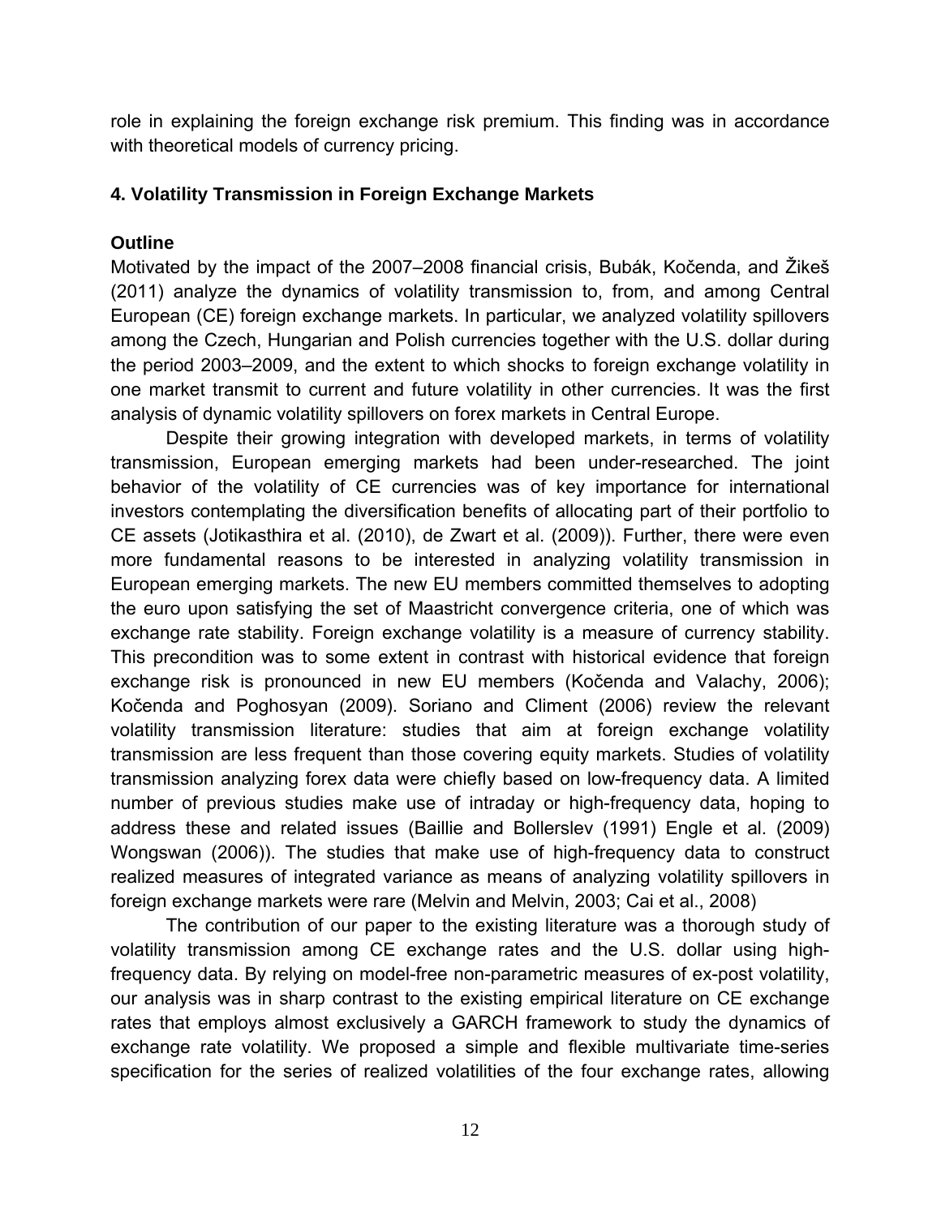role in explaining the foreign exchange risk premium. This finding was in accordance with theoretical models of currency pricing.

## 4. Volatility Transmission in Foreign Exchange Markets

### Outline

Motivated by the impact of the 2007–2008 financial crisis, Bubák, Kočenda, and Žikeš (2011) analyze the dynamics of volatility transmission to, from, and among Central European (CE) foreign exchange markets. In particular, we analyzed volatility spillovers among the Czech, Hungarian and Polish currencies together with the U.S. dollar during the period 2003–2009, and the extent to which shocks to foreign exchange volatility in one market transmit to current and future volatility in other currencies. It was the first analysis of dynamic volatility spillovers on forex markets in Central Europe.

Despite their growing integration with developed markets, in terms of volatility transmission, European emerging markets had been under-researched. The joint behavior of the volatility of CE currencies was of key importance for international investors contemplating the diversification benefits of allocating part of their portfolio to CE assets (Jotikasthira et al. (2010), de Zwart et al. (2009)). Further, there were even more fundamental reasons to be interested in analyzing volatility transmission in European emerging markets. The new EU members committed themselves to adopting the euro upon satisfying the set of Maastricht convergence criteria, one of which was exchange rate stability. Foreign exchange volatility is a measure of currency stability. This precondition was to some extent in contrast with historical evidence that foreign exchange risk is pronounced in new EU members (Kočenda and Valachy, 2006); Kočenda and Poghosyan (2009). Soriano and Climent (2006) review the relevant volatility transmission literature: studies that aim at foreign exchange volatility transmission are less frequent than those covering equity markets. Studies of volatility transmission analyzing forex data were chiefly based on low-frequency data. A limited number of previous studies make use of intraday or high-frequency data, hoping to address these and related issues (Baillie and Bollerslev (1991) Engle et al. (2009) Wongswan (2006)). The studies that make use of high-frequency data to construct realized measures of integrated variance as means of analyzing volatility spillovers in foreign exchange markets were rare (Melvin and Melvin, 2003; Cai et al., 2008)

The contribution of our paper to the existing literature was a thorough study of volatility transmission among CE exchange rates and the U.S. dollar using high-frequency data. By relying on model-free non-parametric measures of ex-post volatility, our analysis was in sharp contrast to the existing empirical literature on CE exchange rates that employs almost exclusively a GARCH framework to study the dynamics of exchange rate volatility. We proposed a simple and flexible multivariate time-series specification for the series of realized volatilities of the four exchange rates, allowing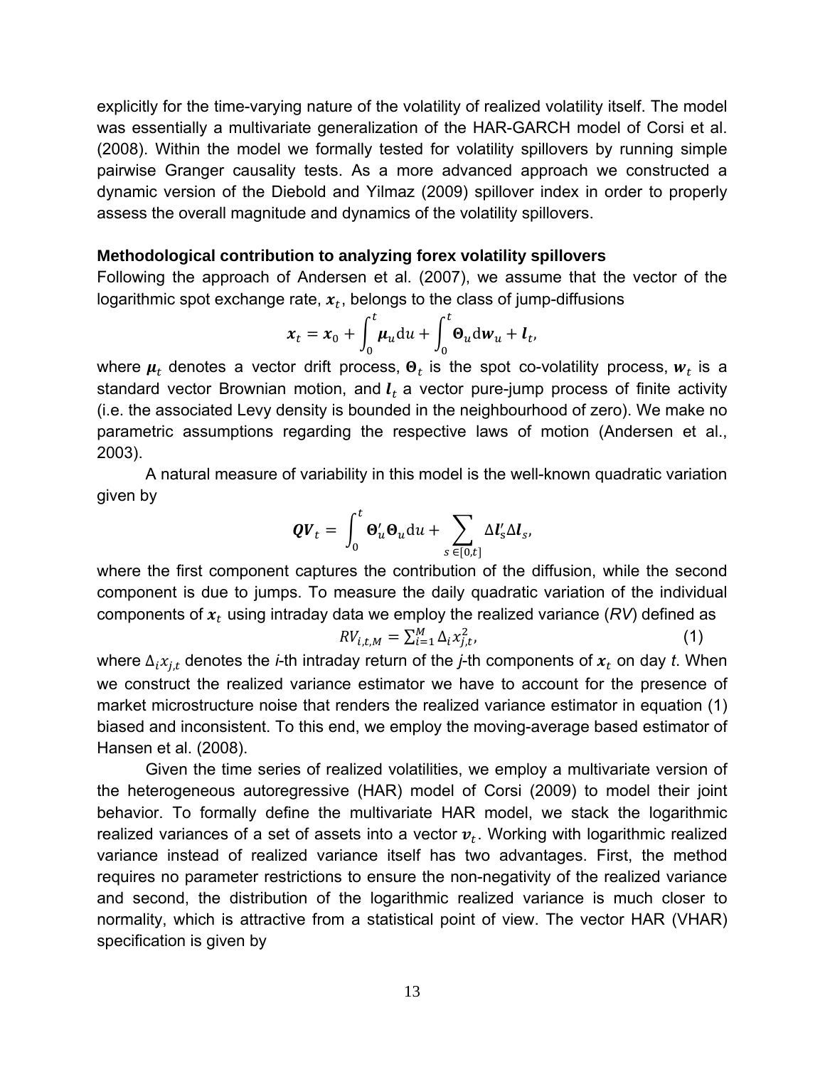explicitly for the time-varying nature of the volatility of realized volatility itself. The model was essentially a multivariate generalization of the HAR-GARCH model of Corsi et al. (2008). Within the model we formally tested for volatility spillovers by running simple pairwise Granger causality tests. As a more advanced approach we constructed a dynamic version of the Diebold and Yilmaz (2009) spillover index in order to properly assess the overall magnitude and dynamics of the volatility spillovers.

**Methodological contribution to analyzing forex volatility spillovers**

Following the approach of Andersen et al. (2007), we assume that the vector of the logarithmic spot exchange rate, $\boldsymbol{x}_t$, belongs to the class of jump-diffusions

$$\boldsymbol{x}_t = \boldsymbol{x}_0 + \int_0^t \boldsymbol{\mu}_u \mathrm{d}u + \int_0^t \boldsymbol{\Theta}_u \mathrm{d}\boldsymbol{w}_u + \boldsymbol{l}_t,$$

where $\boldsymbol{\mu}_t$ denotes a vector drift process, $\boldsymbol{\Theta}_t$ is the spot co-volatility process, $\boldsymbol{w}_t$ is a standard vector Brownian motion, and $\boldsymbol{l}_t$ a vector pure-jump process of finite activity (i.e. the associated Levy density is bounded in the neighbourhood of zero). We make no parametric assumptions regarding the respective laws of motion (Andersen et al., 2003).

A natural measure of variability in this model is the well-known quadratic variation given by

$$\boldsymbol{QV}_t = \int_0^t \boldsymbol{\Theta}_u' \boldsymbol{\Theta}_u \mathrm{d}u + \sum_{s\, \in [0,t]} \Delta \boldsymbol{l}_s' \Delta \boldsymbol{l}_s,$$

where the first component captures the contribution of the diffusion, while the second component is due to jumps. To measure the daily quadratic variation of the individual components of $\boldsymbol{x}_t$ using intraday data we employ the realized variance (*RV*) defined as

$$RV_{i,t,M} = \sum_{i=1}^{M} \Delta_i x_{j,t}^2, \qquad (1)$$

where $\Delta_i x_{j,t}$ denotes the *i*-th intraday return of the *j*-th components of $\boldsymbol{x}_t$ on day *t*. When we construct the realized variance estimator we have to account for the presence of market microstructure noise that renders the realized variance estimator in equation (1) biased and inconsistent. To this end, we employ the moving-average based estimator of Hansen et al. (2008).

Given the time series of realized volatilities, we employ a multivariate version of the heterogeneous autoregressive (HAR) model of Corsi (2009) to model their joint behavior. To formally define the multivariate HAR model, we stack the logarithmic realized variances of a set of assets into a vector $\boldsymbol{v}_t$. Working with logarithmic realized variance instead of realized variance itself has two advantages. First, the method requires no parameter restrictions to ensure the non-negativity of the realized variance and second, the distribution of the logarithmic realized variance is much closer to normality, which is attractive from a statistical point of view. The vector HAR (VHAR) specification is given by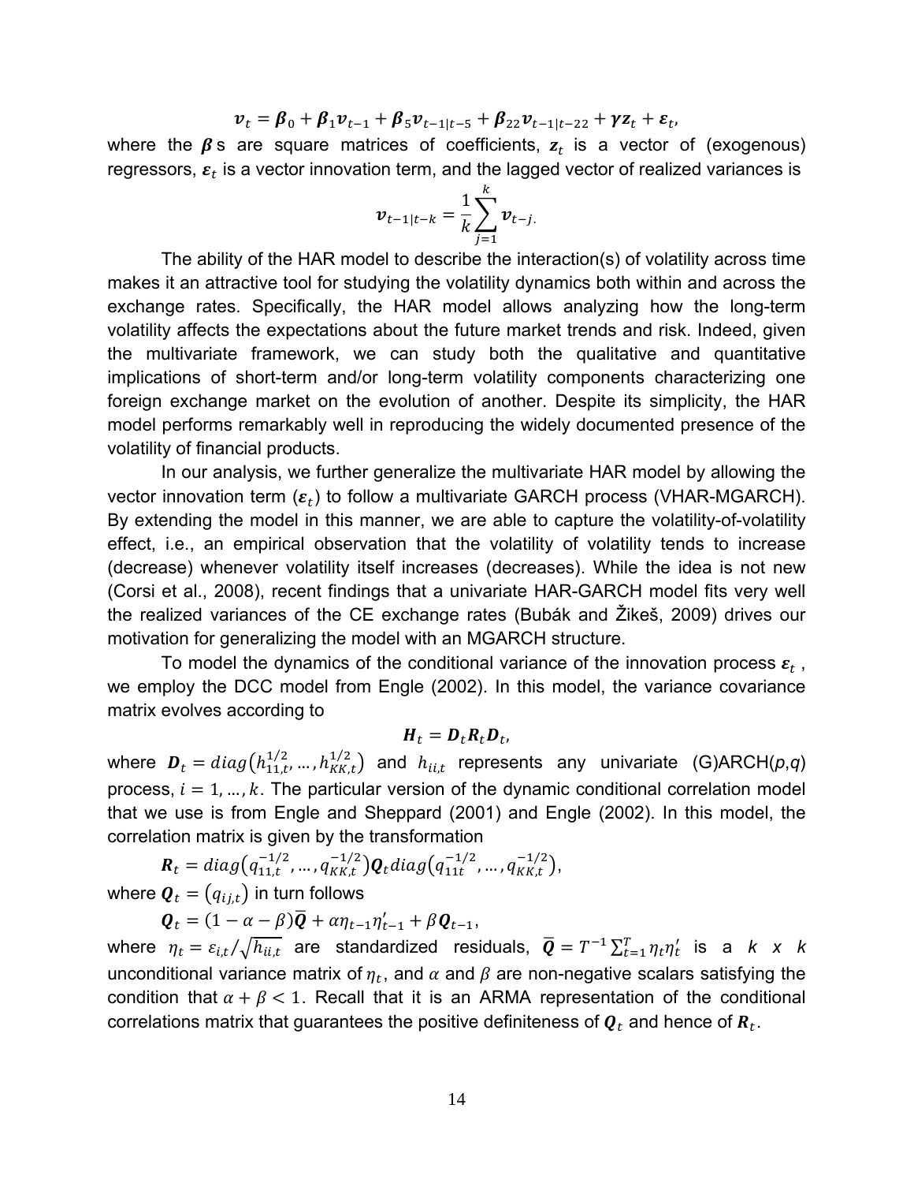$$\boldsymbol{v}_t = \boldsymbol{\beta}_0 + \boldsymbol{\beta}_1\boldsymbol{v}_{t-1} + \boldsymbol{\beta}_5\boldsymbol{v}_{t-1|t-5} + \boldsymbol{\beta}_{22}\boldsymbol{v}_{t-1|t-22} + \boldsymbol{\gamma}\boldsymbol{z}_t + \boldsymbol{\varepsilon}_t,$$

where the $\boldsymbol{\beta}$s are square matrices of coefficients, $\boldsymbol{z}_t$ is a vector of (exogenous) regressors, $\boldsymbol{\varepsilon}_t$ is a vector innovation term, and the lagged vector of realized variances is

$$\boldsymbol{v}_{t-1|t-k} = \frac{1}{k}\sum_{j=1}^{k} \boldsymbol{v}_{t-j}.$$

The ability of the HAR model to describe the interaction(s) of volatility across time makes it an attractive tool for studying the volatility dynamics both within and across the exchange rates. Specifically, the HAR model allows analyzing how the long-term volatility affects the expectations about the future market trends and risk. Indeed, given the multivariate framework, we can study both the qualitative and quantitative implications of short-term and/or long-term volatility components characterizing one foreign exchange market on the evolution of another. Despite its simplicity, the HAR model performs remarkably well in reproducing the widely documented presence of the volatility of financial products.

In our analysis, we further generalize the multivariate HAR model by allowing the vector innovation term ($\boldsymbol{\varepsilon}_t$) to follow a multivariate GARCH process (VHAR-MGARCH). By extending the model in this manner, we are able to capture the volatility-of-volatility effect, i.e., an empirical observation that the volatility of volatility tends to increase (decrease) whenever volatility itself increases (decreases). While the idea is not new (Corsi et al., 2008), recent findings that a univariate HAR-GARCH model fits very well the realized variances of the CE exchange rates (Bubák and Žikeš, 2009) drives our motivation for generalizing the model with an MGARCH structure.

To model the dynamics of the conditional variance of the innovation process $\boldsymbol{\varepsilon}_t$, we employ the DCC model from Engle (2002). In this model, the variance covariance matrix evolves according to

$$\boldsymbol{H}_t = \boldsymbol{D}_t\boldsymbol{R}_t\boldsymbol{D}_t,$$

where $\boldsymbol{D}_t = diag\left(h_{11,t}^{1/2}, \ldots, h_{KK,t}^{1/2}\right)$ and $h_{ii,t}$ represents any univariate (G)ARCH($p$,$q$) process, $i = 1, \ldots, k$. The particular version of the dynamic conditional correlation model that we use is from Engle and Sheppard (2001) and Engle (2002). In this model, the correlation matrix is given by the transformation

$$\boldsymbol{R}_t = diag\left(q_{11,t}^{-1/2}, \ldots, q_{KK,t}^{-1/2}\right)\boldsymbol{Q}_t\, diag\left(q_{11t}^{-1/2}, \ldots, q_{KK,t}^{-1/2}\right),$$

where $\boldsymbol{Q}_t = \left(q_{ij,t}\right)$ in turn follows

$$\boldsymbol{Q}_t = (1 - \alpha - \beta)\overline{\boldsymbol{Q}} + \alpha\eta_{t-1}\eta_{t-1}' + \beta\boldsymbol{Q}_{t-1},$$

where $\eta_t = \varepsilon_{i,t}/\sqrt{h_{ii,t}}$ are standardized residuals, $\overline{\boldsymbol{Q}} = T^{-1}\sum_{t=1}^{T}\eta_t\eta_t'$ is a $k$ $x$ $k$ unconditional variance matrix of $\eta_t$, and $\alpha$ and $\beta$ are non-negative scalars satisfying the condition that $\alpha + \beta < 1$. Recall that it is an ARMA representation of the conditional correlations matrix that guarantees the positive definiteness of $\boldsymbol{Q}_t$ and hence of $\boldsymbol{R}_t$.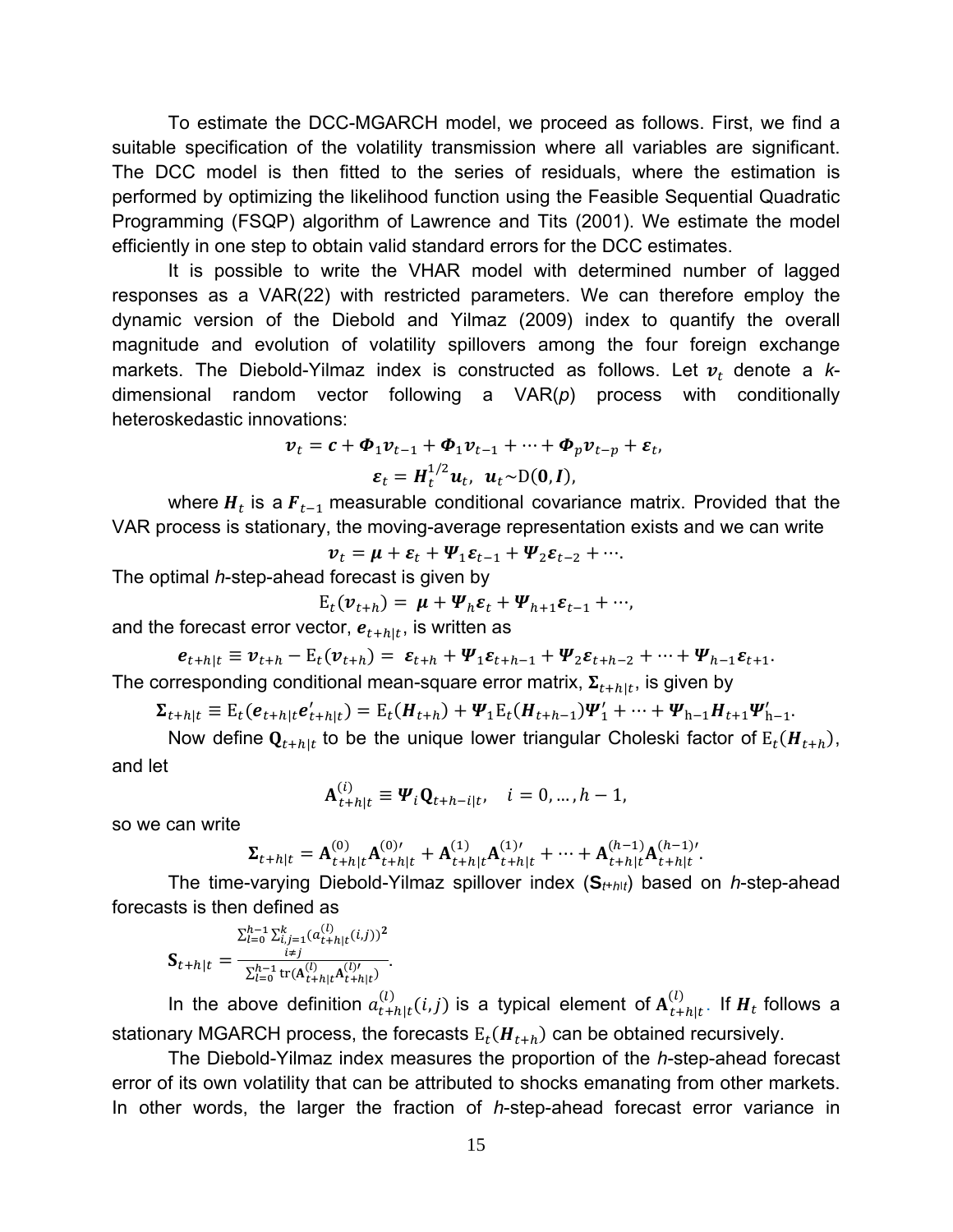To estimate the DCC-MGARCH model, we proceed as follows. First, we find a suitable specification of the volatility transmission where all variables are significant. The DCC model is then fitted to the series of residuals, where the estimation is performed by optimizing the likelihood function using the Feasible Sequential Quadratic Programming (FSQP) algorithm of Lawrence and Tits (2001). We estimate the model efficiently in one step to obtain valid standard errors for the DCC estimates.

It is possible to write the VHAR model with determined number of lagged responses as a VAR(22) with restricted parameters. We can therefore employ the dynamic version of the Diebold and Yilmaz (2009) index to quantify the overall magnitude and evolution of volatility spillovers among the four foreign exchange markets. The Diebold-Yilmaz index is constructed as follows. Let $\boldsymbol{v}_t$ denote a *k*-dimensional random vector following a VAR(*p*) process with conditionally heteroskedastic innovations:

$$\boldsymbol{v}_t = \boldsymbol{c} + \boldsymbol{\Phi}_1 \boldsymbol{v}_{t-1} + \boldsymbol{\Phi}_1 \boldsymbol{v}_{t-1} + \cdots + \boldsymbol{\Phi}_p \boldsymbol{v}_{t-p} + \boldsymbol{\varepsilon}_t,$$

$$\boldsymbol{\varepsilon}_t = \boldsymbol{H}_t^{1/2} \boldsymbol{u}_t, \ \ \boldsymbol{u}_t \sim \mathrm{D}(\boldsymbol{0}, \boldsymbol{I}),$$

where $\boldsymbol{H}_t$ is a $\boldsymbol{F}_{t-1}$ measurable conditional covariance matrix. Provided that the VAR process is stationary, the moving-average representation exists and we can write

$$\boldsymbol{v}_t = \boldsymbol{\mu} + \boldsymbol{\varepsilon}_t + \boldsymbol{\Psi}_1 \boldsymbol{\varepsilon}_{t-1} + \boldsymbol{\Psi}_2 \boldsymbol{\varepsilon}_{t-2} + \cdots.$$

The optimal *h*-step-ahead forecast is given by

$$\mathrm{E}_t(\boldsymbol{v}_{t+h}) = \boldsymbol{\mu} + \boldsymbol{\Psi}_h \boldsymbol{\varepsilon}_t + \boldsymbol{\Psi}_{h+1} \boldsymbol{\varepsilon}_{t-1} + \cdots,$$

and the forecast error vector, $\boldsymbol{e}_{t+h|t}$, is written as

$$\boldsymbol{e}_{t+h|t} \equiv \boldsymbol{v}_{t+h} - \mathrm{E}_t(\boldsymbol{v}_{t+h}) = \boldsymbol{\varepsilon}_{t+h} + \boldsymbol{\Psi}_1 \boldsymbol{\varepsilon}_{t+h-1} + \boldsymbol{\Psi}_2 \boldsymbol{\varepsilon}_{t+h-2} + \cdots + \boldsymbol{\Psi}_{h-1} \boldsymbol{\varepsilon}_{t+1}.$$

The corresponding conditional mean-square error matrix, $\boldsymbol{\Sigma}_{t+h|t}$, is given by

$$\boldsymbol{\Sigma}_{t+h|t} \equiv \mathrm{E}_t(\boldsymbol{e}_{t+h|t} \boldsymbol{e}'_{t+h|t}) = \mathrm{E}_t(\boldsymbol{H}_{t+h}) + \boldsymbol{\Psi}_1 \mathrm{E}_t(\boldsymbol{H}_{t+h-1}) \boldsymbol{\Psi}'_1 + \cdots + \boldsymbol{\Psi}_{h-1} \boldsymbol{H}_{t+1} \boldsymbol{\Psi}'_{h-1}.$$

Now define $\mathbf{Q}_{t+h|t}$ to be the unique lower triangular Choleski factor of $\mathrm{E}_t(\boldsymbol{H}_{t+h})$, and let

$$\mathbf{A}^{(i)}_{t+h|t} \equiv \boldsymbol{\Psi}_i \mathbf{Q}_{t+h-i|t}, \quad i = 0, \ldots, h-1,$$

so we can write

$$\boldsymbol{\Sigma}_{t+h|t} = \mathbf{A}^{(0)}_{t+h|t} \mathbf{A}^{(0)\prime}_{t+h|t} + \mathbf{A}^{(1)}_{t+h|t} \mathbf{A}^{(1)\prime}_{t+h|t} + \cdots + \mathbf{A}^{(h-1)}_{t+h|t} \mathbf{A}^{(h-1)\prime}_{t+h|t}.$$

The time-varying Diebold-Yilmaz spillover index ($\mathbf{S}_{t+h|t}$) based on *h*-step-ahead forecasts is then defined as

$$\mathbf{S}_{t+h|t} = \frac{\sum_{l=0}^{h-1} \sum_{i,j=1, i \neq j}^{k} \left(a^{(l)}_{t+h|t}(i,j)\right)^2}{\sum_{l=0}^{h-1} \mathrm{tr}\left(\mathbf{A}^{(l)}_{t+h|t} \mathbf{A}^{(l)\prime}_{t+h|t}\right)}.$$

In the above definition $a^{(l)}_{t+h|t}(i,j)$ is a typical element of $\mathbf{A}^{(l)}_{t+h|t}$. If $\boldsymbol{H}_t$ follows a stationary MGARCH process, the forecasts $\mathrm{E}_t(\boldsymbol{H}_{t+h})$ can be obtained recursively.

The Diebold-Yilmaz index measures the proportion of the *h*-step-ahead forecast error of its own volatility that can be attributed to shocks emanating from other markets. In other words, the larger the fraction of *h*-step-ahead forecast error variance in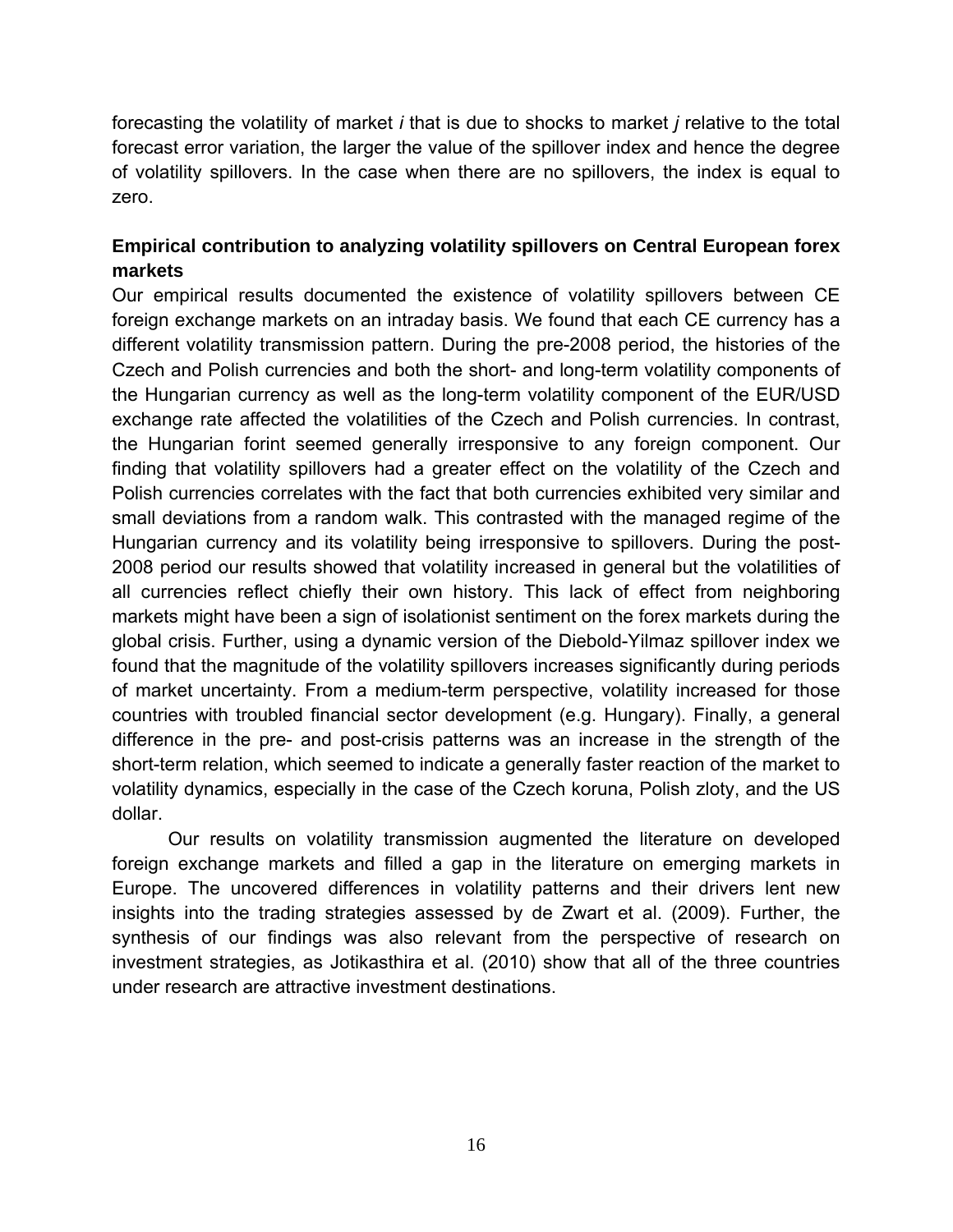forecasting the volatility of market *i* that is due to shocks to market *j* relative to the total forecast error variation, the larger the value of the spillover index and hence the degree of volatility spillovers. In the case when there are no spillovers, the index is equal to zero.

**Empirical contribution to analyzing volatility spillovers on Central European forex markets**

Our empirical results documented the existence of volatility spillovers between CE foreign exchange markets on an intraday basis. We found that each CE currency has a different volatility transmission pattern. During the pre-2008 period, the histories of the Czech and Polish currencies and both the short- and long-term volatility components of the Hungarian currency as well as the long-term volatility component of the EUR/USD exchange rate affected the volatilities of the Czech and Polish currencies. In contrast, the Hungarian forint seemed generally irresponsive to any foreign component. Our finding that volatility spillovers had a greater effect on the volatility of the Czech and Polish currencies correlates with the fact that both currencies exhibited very similar and small deviations from a random walk. This contrasted with the managed regime of the Hungarian currency and its volatility being irresponsive to spillovers. During the post-2008 period our results showed that volatility increased in general but the volatilities of all currencies reflect chiefly their own history. This lack of effect from neighboring markets might have been a sign of isolationist sentiment on the forex markets during the global crisis. Further, using a dynamic version of the Diebold-Yilmaz spillover index we found that the magnitude of the volatility spillovers increases significantly during periods of market uncertainty. From a medium-term perspective, volatility increased for those countries with troubled financial sector development (e.g. Hungary). Finally, a general difference in the pre- and post-crisis patterns was an increase in the strength of the short-term relation, which seemed to indicate a generally faster reaction of the market to volatility dynamics, especially in the case of the Czech koruna, Polish zloty, and the US dollar.

Our results on volatility transmission augmented the literature on developed foreign exchange markets and filled a gap in the literature on emerging markets in Europe. The uncovered differences in volatility patterns and their drivers lent new insights into the trading strategies assessed by de Zwart et al. (2009). Further, the synthesis of our findings was also relevant from the perspective of research on investment strategies, as Jotikasthira et al. (2010) show that all of the three countries under research are attractive investment destinations.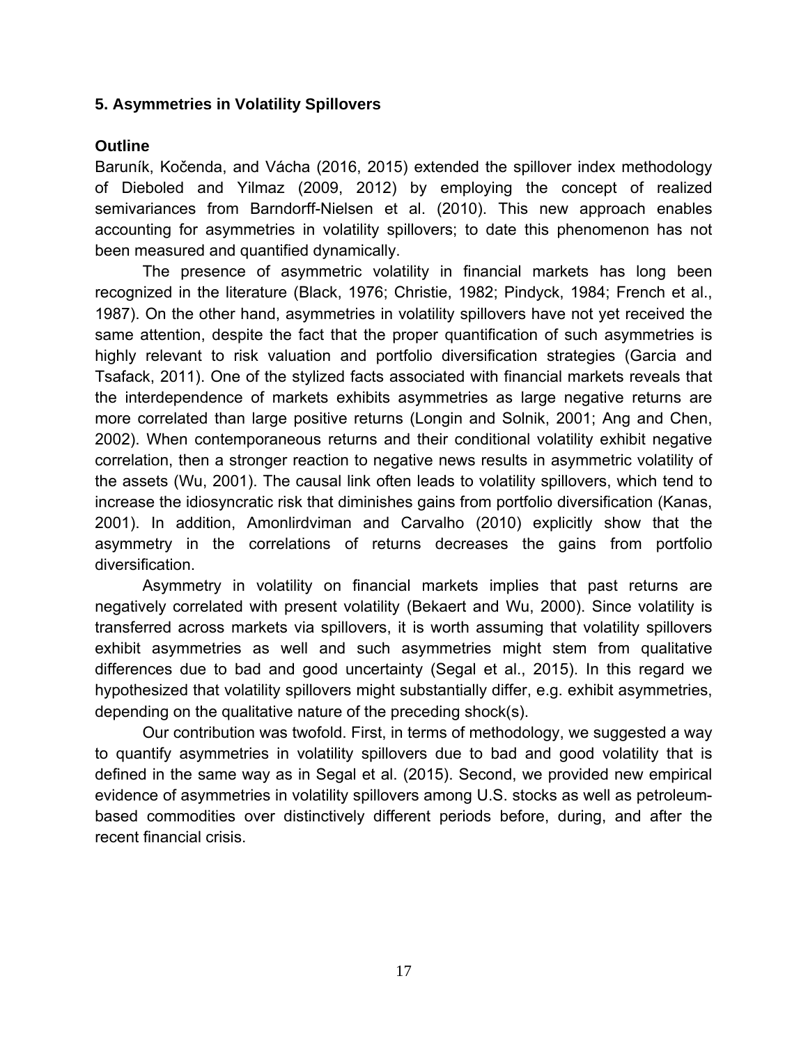## 5. Asymmetries in Volatility Spillovers

### Outline

Baruník, Kočenda, and Vácha (2016, 2015) extended the spillover index methodology of Dieboled and Yilmaz (2009, 2012) by employing the concept of realized semivariances from Barndorff-Nielsen et al. (2010). This new approach enables accounting for asymmetries in volatility spillovers; to date this phenomenon has not been measured and quantified dynamically.

The presence of asymmetric volatility in financial markets has long been recognized in the literature (Black, 1976; Christie, 1982; Pindyck, 1984; French et al., 1987). On the other hand, asymmetries in volatility spillovers have not yet received the same attention, despite the fact that the proper quantification of such asymmetries is highly relevant to risk valuation and portfolio diversification strategies (Garcia and Tsafack, 2011). One of the stylized facts associated with financial markets reveals that the interdependence of markets exhibits asymmetries as large negative returns are more correlated than large positive returns (Longin and Solnik, 2001; Ang and Chen, 2002). When contemporaneous returns and their conditional volatility exhibit negative correlation, then a stronger reaction to negative news results in asymmetric volatility of the assets (Wu, 2001). The causal link often leads to volatility spillovers, which tend to increase the idiosyncratic risk that diminishes gains from portfolio diversification (Kanas, 2001). In addition, Amonlirdviman and Carvalho (2010) explicitly show that the asymmetry in the correlations of returns decreases the gains from portfolio diversification.

Asymmetry in volatility on financial markets implies that past returns are negatively correlated with present volatility (Bekaert and Wu, 2000). Since volatility is transferred across markets via spillovers, it is worth assuming that volatility spillovers exhibit asymmetries as well and such asymmetries might stem from qualitative differences due to bad and good uncertainty (Segal et al., 2015). In this regard we hypothesized that volatility spillovers might substantially differ, e.g. exhibit asymmetries, depending on the qualitative nature of the preceding shock(s).

Our contribution was twofold. First, in terms of methodology, we suggested a way to quantify asymmetries in volatility spillovers due to bad and good volatility that is defined in the same way as in Segal et al. (2015). Second, we provided new empirical evidence of asymmetries in volatility spillovers among U.S. stocks as well as petroleum-based commodities over distinctively different periods before, during, and after the recent financial crisis.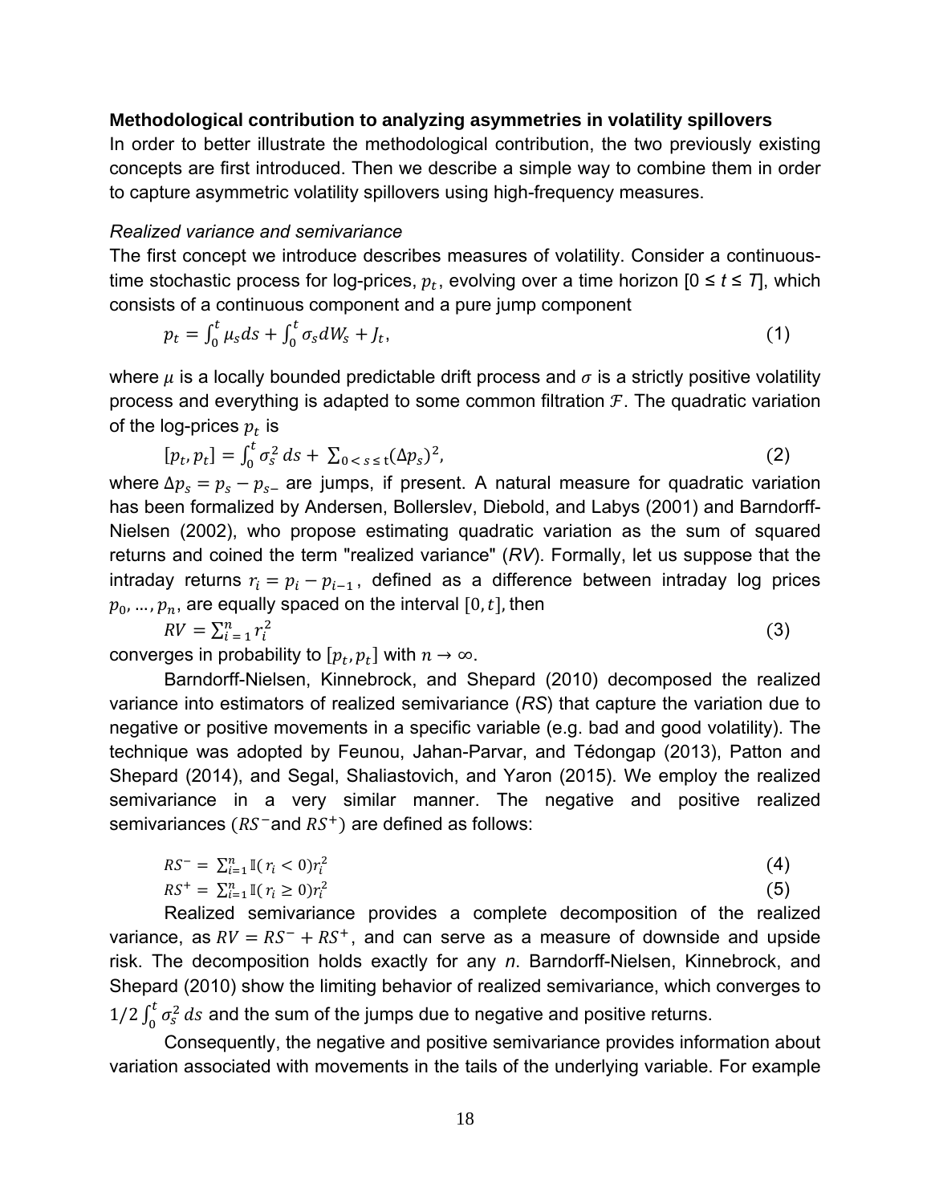### Methodological contribution to analyzing asymmetries in volatility spillovers

In order to better illustrate the methodological contribution, the two previously existing concepts are first introduced. Then we describe a simple way to combine them in order to capture asymmetric volatility spillovers using high-frequency measures.

*Realized variance and semivariance*

The first concept we introduce describes measures of volatility. Consider a continuous-time stochastic process for log-prices, $p_t$, evolving over a time horizon [$0 \leq t \leq T$], which consists of a continuous component and a pure jump component

$$p_t = \int_0^t \mu_s ds + \int_0^t \sigma_s dW_s + J_t, \tag{1}$$

where $\mu$ is a locally bounded predictable drift process and $\sigma$ is a strictly positive volatility process and everything is adapted to some common filtration $\mathcal{F}$. The quadratic variation of the log-prices $p_t$ is

$$[p_t, p_t] = \int_0^t \sigma_s^2 \, ds + \sum_{0 < s \leq t} (\Delta p_s)^2, \tag{2}$$

where $\Delta p_s = p_s - p_{s-}$ are jumps, if present. A natural measure for quadratic variation has been formalized by Andersen, Bollerslev, Diebold, and Labys (2001) and Barndorff-Nielsen (2002), who propose estimating quadratic variation as the sum of squared returns and coined the term "realized variance" (*RV*). Formally, let us suppose that the intraday returns $r_i = p_i - p_{i-1}$, defined as a difference between intraday log prices $p_0, \ldots, p_n$, are equally spaced on the interval $[0, t]$, then

$$RV = \sum_{i=1}^{n} r_i^2 \tag{3}$$

converges in probability to $[p_t, p_t]$ with $n \to \infty$.

Barndorff-Nielsen, Kinnebrock, and Shepard (2010) decomposed the realized variance into estimators of realized semivariance (*RS*) that capture the variation due to negative or positive movements in a specific variable (e.g. bad and good volatility). The technique was adopted by Feunou, Jahan-Parvar, and Tédongap (2013), Patton and Shepard (2014), and Segal, Shaliastovich, and Yaron (2015). We employ the realized semivariance in a very similar manner. The negative and positive realized semivariances ($RS^-$ and $RS^+$) are defined as follows:

$$RS^- = \sum_{i=1}^{n} \mathbb{I}(r_i < 0) r_i^2 \tag{4}$$

$$RS^+ = \sum_{i=1}^{n} \mathbb{I}(r_i \geq 0) r_i^2 \tag{5}$$

Realized semivariance provides a complete decomposition of the realized variance, as $RV = RS^- + RS^+$, and can serve as a measure of downside and upside risk. The decomposition holds exactly for any *n*. Barndorff-Nielsen, Kinnebrock, and Shepard (2010) show the limiting behavior of realized semivariance, which converges to $1/2 \int_0^t \sigma_s^2 \, ds$ and the sum of the jumps due to negative and positive returns.

Consequently, the negative and positive semivariance provides information about variation associated with movements in the tails of the underlying variable. For example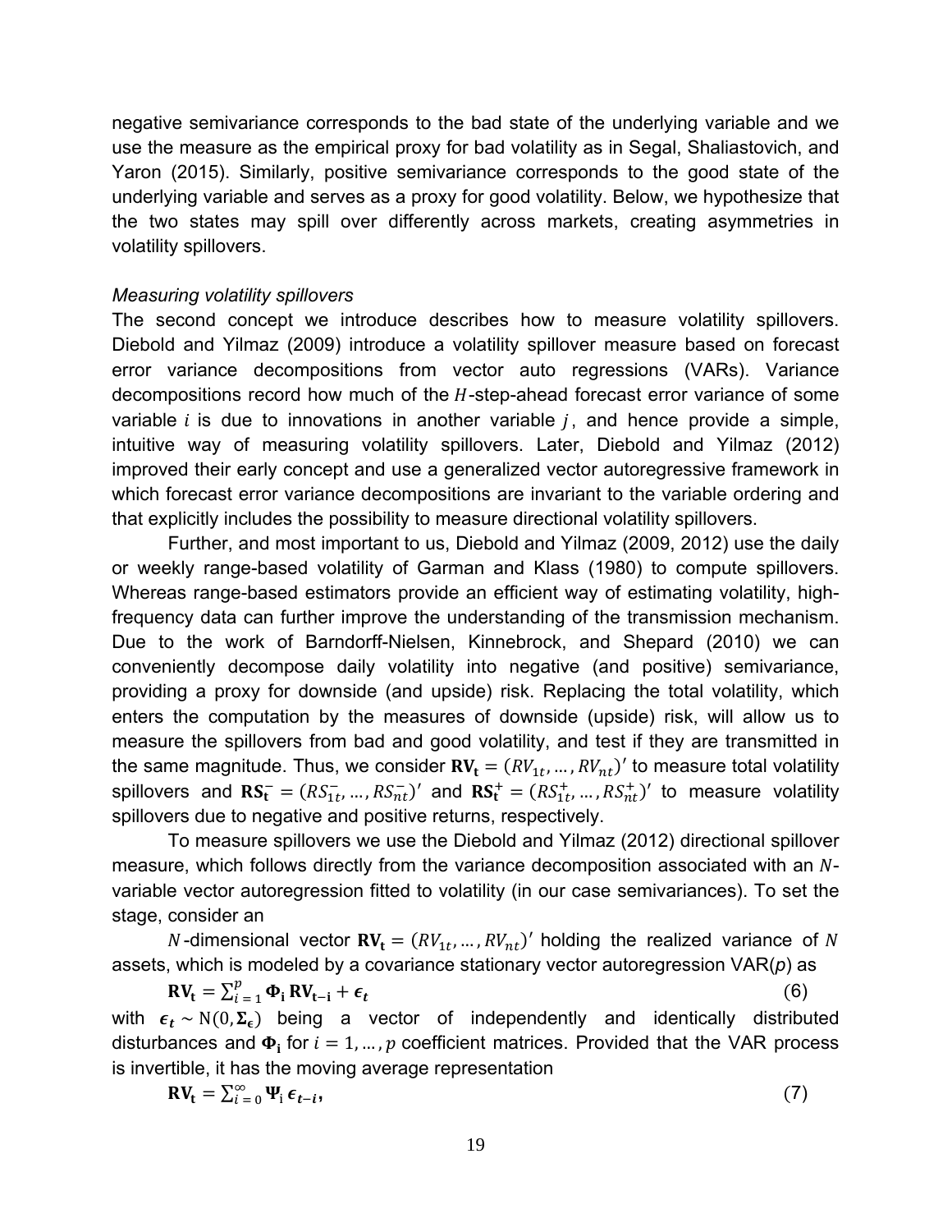negative semivariance corresponds to the bad state of the underlying variable and we use the measure as the empirical proxy for bad volatility as in Segal, Shaliastovich, and Yaron (2015). Similarly, positive semivariance corresponds to the good state of the underlying variable and serves as a proxy for good volatility. Below, we hypothesize that the two states may spill over differently across markets, creating asymmetries in volatility spillovers.

*Measuring volatility spillovers*

The second concept we introduce describes how to measure volatility spillovers. Diebold and Yilmaz (2009) introduce a volatility spillover measure based on forecast error variance decompositions from vector auto regressions (VARs). Variance decompositions record how much of the $H$-step-ahead forecast error variance of some variable $i$ is due to innovations in another variable $j$, and hence provide a simple, intuitive way of measuring volatility spillovers. Later, Diebold and Yilmaz (2012) improved their early concept and use a generalized vector autoregressive framework in which forecast error variance decompositions are invariant to the variable ordering and that explicitly includes the possibility to measure directional volatility spillovers.

Further, and most important to us, Diebold and Yilmaz (2009, 2012) use the daily or weekly range-based volatility of Garman and Klass (1980) to compute spillovers. Whereas range-based estimators provide an efficient way of estimating volatility, high-frequency data can further improve the understanding of the transmission mechanism. Due to the work of Barndorff-Nielsen, Kinnebrock, and Shepard (2010) we can conveniently decompose daily volatility into negative (and positive) semivariance, providing a proxy for downside (and upside) risk. Replacing the total volatility, which enters the computation by the measures of downside (upside) risk, will allow us to measure the spillovers from bad and good volatility, and test if they are transmitted in the same magnitude. Thus, we consider $\mathbf{RV_t} = (RV_{1t}, \ldots, RV_{nt})'$ to measure total volatility spillovers and $\mathbf{RS_t^-} = (RS_{1t}^-, \ldots, RS_{nt}^-)'$ and $\mathbf{RS_t^+} = (RS_{1t}^+, \ldots, RS_{nt}^+)'$ to measure volatility spillovers due to negative and positive returns, respectively.

To measure spillovers we use the Diebold and Yilmaz (2012) directional spillover measure, which follows directly from the variance decomposition associated with an $N$-variable vector autoregression fitted to volatility (in our case semivariances). To set the stage, consider an

$N$-dimensional vector $\mathbf{RV_t} = (RV_{1t}, \ldots, RV_{nt})'$ holding the realized variance of $N$ assets, which is modeled by a covariance stationary vector autoregression VAR($p$) as

$$\mathbf{RV_t} = \sum_{i=1}^{p} \mathbf{\Phi_i} \, \mathbf{RV_{t-i}} + \boldsymbol{\epsilon_t} \tag{6}$$

with $\boldsymbol{\epsilon_t} \sim \mathrm{N}(0, \mathbf{\Sigma_\epsilon})$ being a vector of independently and identically distributed disturbances and $\mathbf{\Phi_i}$ for $i = 1, \ldots, p$ coefficient matrices. Provided that the VAR process is invertible, it has the moving average representation

$$\mathbf{RV_t} = \sum_{i=0}^{\infty} \mathbf{\Psi}_i \, \boldsymbol{\epsilon_{t-i}}, \tag{7}$$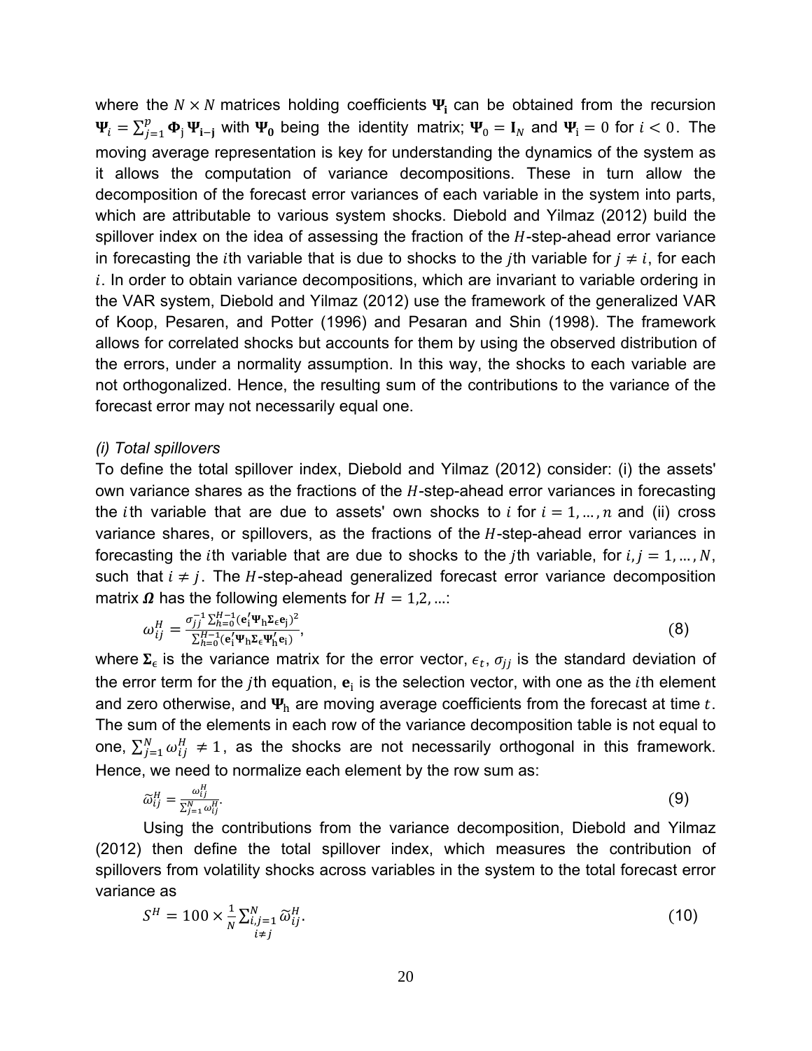where the $N \times N$ matrices holding coefficients $\mathbf{\Psi_i}$ can be obtained from the recursion $\mathbf{\Psi}_i = \sum_{j=1}^{p} \mathbf{\Phi}_j \mathbf{\Psi_{i-j}}$ with $\mathbf{\Psi_0}$ being the identity matrix; $\mathbf{\Psi}_0 = \mathbf{I}_N$ and $\mathbf{\Psi}_i = 0$ for $i < 0$. The moving average representation is key for understanding the dynamics of the system as it allows the computation of variance decompositions. These in turn allow the decomposition of the forecast error variances of each variable in the system into parts, which are attributable to various system shocks. Diebold and Yilmaz (2012) build the spillover index on the idea of assessing the fraction of the $H$-step-ahead error variance in forecasting the $i$th variable that is due to shocks to the $j$th variable for $j \neq i$, for each $i$. In order to obtain variance decompositions, which are invariant to variable ordering in the VAR system, Diebold and Yilmaz (2012) use the framework of the generalized VAR of Koop, Pesaren, and Potter (1996) and Pesaran and Shin (1998). The framework allows for correlated shocks but accounts for them by using the observed distribution of the errors, under a normality assumption. In this way, the shocks to each variable are not orthogonalized. Hence, the resulting sum of the contributions to the variance of the forecast error may not necessarily equal one.

*(i) Total spillovers*

To define the total spillover index, Diebold and Yilmaz (2012) consider: (i) the assets' own variance shares as the fractions of the $H$-step-ahead error variances in forecasting the $i$th variable that are due to assets' own shocks to $i$ for $i = 1, \ldots, n$ and (ii) cross variance shares, or spillovers, as the fractions of the $H$-step-ahead error variances in forecasting the $i$th variable that are due to shocks to the $j$th variable, for $i, j = 1, \ldots, N$, such that $i \neq j$. The $H$-step-ahead generalized forecast error variance decomposition matrix $\boldsymbol{\Omega}$ has the following elements for $H = 1, 2, \ldots$:

$$\omega_{ij}^{H} = \frac{\sigma_{jj}^{-1} \sum_{h=0}^{H-1} (\mathbf{e}_i' \mathbf{\Psi}_h \mathbf{\Sigma}_\epsilon \mathbf{e}_j)^2}{\sum_{h=0}^{H-1} (\mathbf{e}_i' \mathbf{\Psi}_h \mathbf{\Sigma}_\epsilon \mathbf{\Psi}_h' \mathbf{e}_i)}, \tag{8}$$

where $\mathbf{\Sigma}_\epsilon$ is the variance matrix for the error vector, $\epsilon_t$, $\sigma_{jj}$ is the standard deviation of the error term for the $j$th equation, $\mathbf{e}_i$ is the selection vector, with one as the $i$th element and zero otherwise, and $\mathbf{\Psi}_h$ are moving average coefficients from the forecast at time $t$. The sum of the elements in each row of the variance decomposition table is not equal to one, $\sum_{j=1}^{N} \omega_{ij}^{H} \neq 1$, as the shocks are not necessarily orthogonal in this framework. Hence, we need to normalize each element by the row sum as:

$$\widetilde{\omega}_{ij}^{H} = \frac{\omega_{ij}^{H}}{\sum_{j=1}^{N} \omega_{ij}^{H}}. \tag{9}$$

Using the contributions from the variance decomposition, Diebold and Yilmaz (2012) then define the total spillover index, which measures the contribution of spillovers from volatility shocks across variables in the system to the total forecast error variance as

$$S^{H} = 100 \times \frac{1}{N} \sum_{\substack{i,j=1 \\ i \neq j}}^{N} \widetilde{\omega}_{ij}^{H}. \tag{10}$$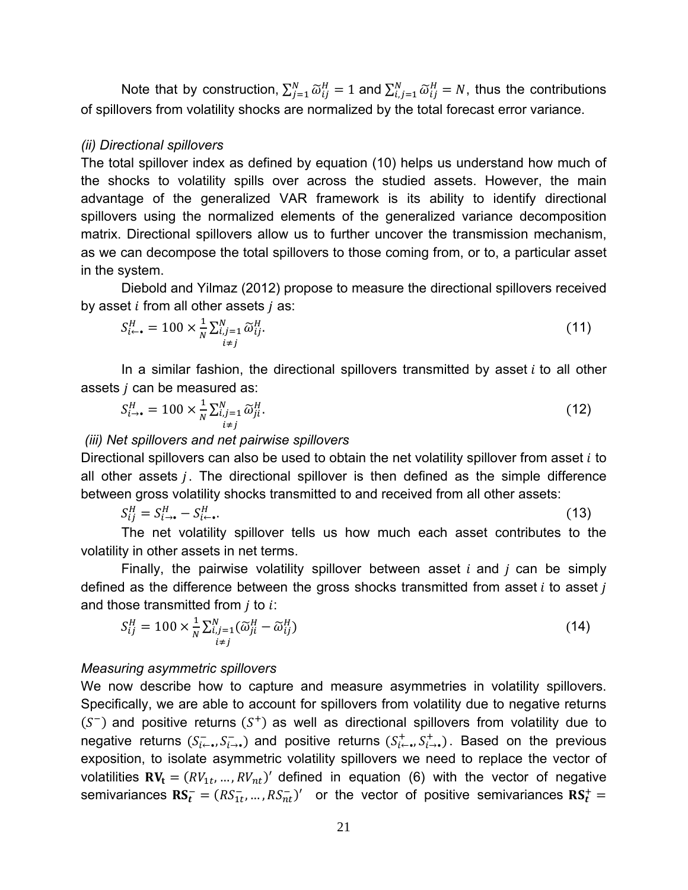Note that by construction, $\sum_{j=1}^{N} \tilde{\omega}_{ij}^{H} = 1$ and $\sum_{i,j=1}^{N} \tilde{\omega}_{ij}^{H} = N$, thus the contributions of spillovers from volatility shocks are normalized by the total forecast error variance.

*(ii) Directional spillovers*

The total spillover index as defined by equation (10) helps us understand how much of the shocks to volatility spills over across the studied assets. However, the main advantage of the generalized VAR framework is its ability to identify directional spillovers using the normalized elements of the generalized variance decomposition matrix. Directional spillovers allow us to further uncover the transmission mechanism, as we can decompose the total spillovers to those coming from, or to, a particular asset in the system.

Diebold and Yilmaz (2012) propose to measure the directional spillovers received by asset $i$ from all other assets $j$ as:

$$S_{i\leftarrow\bullet}^{H} = 100 \times \frac{1}{N} \sum_{\substack{i,j=1 \\ i \neq j}}^{N} \tilde{\omega}_{ij}^{H}. \tag{11}$$

In a similar fashion, the directional spillovers transmitted by asset $i$ to all other assets $j$ can be measured as:

$$S_{i\rightarrow\bullet}^{H} = 100 \times \frac{1}{N} \sum_{\substack{i,j=1 \\ i \neq j}}^{N} \tilde{\omega}_{ji}^{H}. \tag{12}$$

*(iii) Net spillovers and net pairwise spillovers*

Directional spillovers can also be used to obtain the net volatility spillover from asset $i$ to all other assets $j$. The directional spillover is then defined as the simple difference between gross volatility shocks transmitted to and received from all other assets:

$$S_{ij}^{H} = S_{i\rightarrow\bullet}^{H} - S_{i\leftarrow\bullet}^{H}. \tag{13}$$

The net volatility spillover tells us how much each asset contributes to the volatility in other assets in net terms.

Finally, the pairwise volatility spillover between asset $i$ and $j$ can be simply defined as the difference between the gross shocks transmitted from asset $i$ to asset $j$ and those transmitted from $j$ to $i$:

$$S_{ij}^{H} = 100 \times \frac{1}{N} \sum_{\substack{i,j=1 \\ i \neq j}}^{N} (\tilde{\omega}_{ji}^{H} - \tilde{\omega}_{ij}^{H}) \tag{14}$$

*Measuring asymmetric spillovers*

We now describe how to capture and measure asymmetries in volatility spillovers. Specifically, we are able to account for spillovers from volatility due to negative returns ($S^{-}$) and positive returns ($S^{+}$) as well as directional spillovers from volatility due to negative returns ($S_{i\leftarrow\bullet}^{-}, S_{i\rightarrow\bullet}^{-}$) and positive returns ($S_{i\leftarrow\bullet}^{+}, S_{i\rightarrow\bullet}^{+}$). Based on the previous exposition, to isolate asymmetric volatility spillovers we need to replace the vector of volatilities $\mathbf{RV_t} = (RV_{1t}, \ldots, RV_{nt})'$ defined in equation (6) with the vector of negative semivariances $\mathbf{RS_t^{-}} = (RS_{1t}^{-}, \ldots, RS_{nt}^{-})'$ or the vector of positive semivariances $\mathbf{RS_t^{+}} =$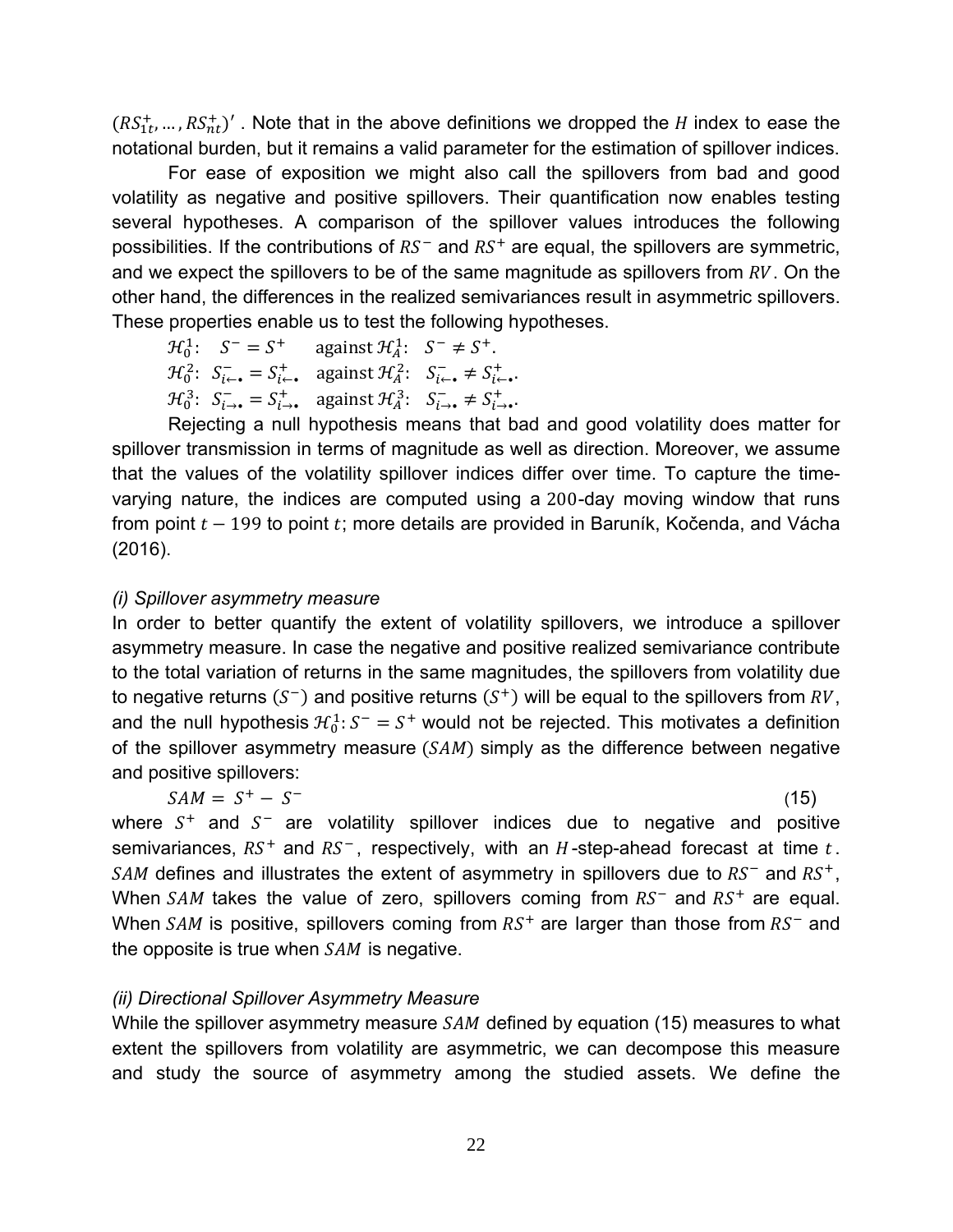$(RS_{1t}^{+}, \ldots, RS_{nt}^{+})'$ . Note that in the above definitions we dropped the $H$ index to ease the notational burden, but it remains a valid parameter for the estimation of spillover indices.

For ease of exposition we might also call the spillovers from bad and good volatility as negative and positive spillovers. Their quantification now enables testing several hypotheses. A comparison of the spillover values introduces the following possibilities. If the contributions of $RS^{-}$ and $RS^{+}$ are equal, the spillovers are symmetric, and we expect the spillovers to be of the same magnitude as spillovers from $RV$. On the other hand, the differences in the realized semivariances result in asymmetric spillovers. These properties enable us to test the following hypotheses.

$\mathcal{H}_0^1$: $S^{-} = S^{+}$ against $\mathcal{H}_A^1$: $S^{-} \neq S^{+}$.

$\mathcal{H}_0^2$: $S_{i\leftarrow\bullet}^{-} = S_{i\leftarrow\bullet}^{+}$ against $\mathcal{H}_A^2$: $S_{i\leftarrow\bullet}^{-} \neq S_{i\leftarrow\bullet}^{+}$.

$\mathcal{H}_0^3$: $S_{i\rightarrow\bullet}^{-} = S_{i\rightarrow\bullet}^{+}$ against $\mathcal{H}_A^3$: $S_{i\rightarrow\bullet}^{-} \neq S_{i\rightarrow\bullet}^{+}$.

Rejecting a null hypothesis means that bad and good volatility does matter for spillover transmission in terms of magnitude as well as direction. Moreover, we assume that the values of the volatility spillover indices differ over time. To capture the time-varying nature, the indices are computed using a $200$-day moving window that runs from point $t - 199$ to point $t$; more details are provided in Baruník, Kočenda, and Vácha (2016).

*(i) Spillover asymmetry measure*

In order to better quantify the extent of volatility spillovers, we introduce a spillover asymmetry measure. In case the negative and positive realized semivariance contribute to the total variation of returns in the same magnitudes, the spillovers from volatility due to negative returns $(S^{-})$ and positive returns $(S^{+})$ will be equal to the spillovers from $RV$, and the null hypothesis $\mathcal{H}_0^1: S^{-} = S^{+}$ would not be rejected. This motivates a definition of the spillover asymmetry measure $(SAM)$ simply as the difference between negative and positive spillovers:

$$SAM = S^{+} - S^{-} \tag{15}$$

where $S^{+}$ and $S^{-}$ are volatility spillover indices due to negative and positive semivariances, $RS^{+}$ and $RS^{-}$, respectively, with an $H$-step-ahead forecast at time $t$. $SAM$ defines and illustrates the extent of asymmetry in spillovers due to $RS^{-}$ and $RS^{+}$, When $SAM$ takes the value of zero, spillovers coming from $RS^{-}$ and $RS^{+}$ are equal. When $SAM$ is positive, spillovers coming from $RS^{+}$ are larger than those from $RS^{-}$ and the opposite is true when $SAM$ is negative.

*(ii) Directional Spillover Asymmetry Measure*

While the spillover asymmetry measure $SAM$ defined by equation (15) measures to what extent the spillovers from volatility are asymmetric, we can decompose this measure and study the source of asymmetry among the studied assets. We define the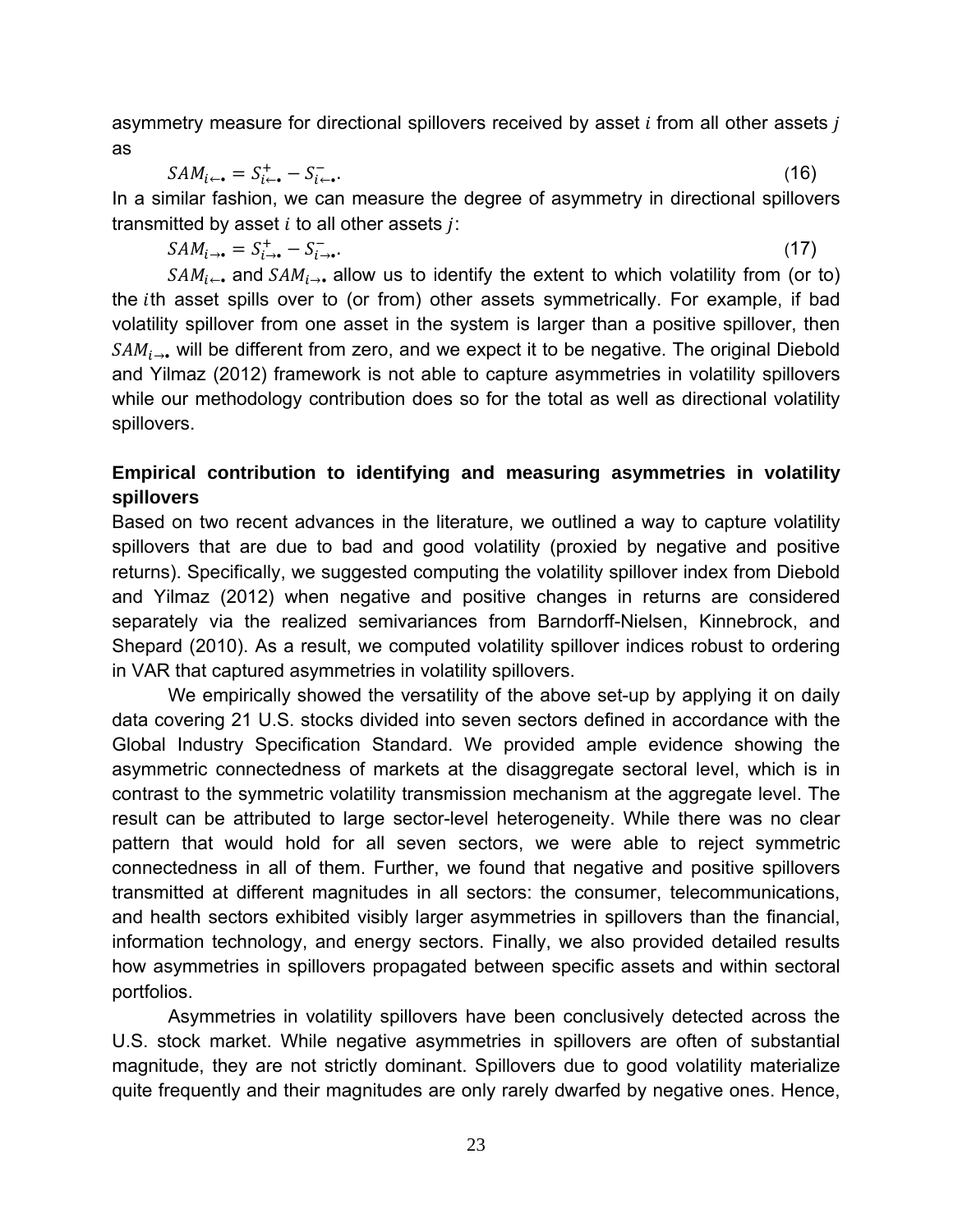asymmetry measure for directional spillovers received by asset $i$ from all other assets $j$ as

$$SAM_{i\leftarrow\bullet} = S^{+}_{i\leftarrow\bullet} - S^{-}_{i\leftarrow\bullet}. \quad (16)$$

In a similar fashion, we can measure the degree of asymmetry in directional spillovers transmitted by asset $i$ to all other assets $j$:

$$SAM_{i\rightarrow\bullet} = S^{+}_{i\rightarrow\bullet} - S^{-}_{i\rightarrow\bullet}. \quad (17)$$

$SAM_{i\leftarrow\bullet}$ and $SAM_{i\rightarrow\bullet}$ allow us to identify the extent to which volatility from (or to) the $i$th asset spills over to (or from) other assets symmetrically. For example, if bad volatility spillover from one asset in the system is larger than a positive spillover, then $SAM_{i\rightarrow\bullet}$ will be different from zero, and we expect it to be negative. The original Diebold and Yilmaz (2012) framework is not able to capture asymmetries in volatility spillovers while our methodology contribution does so for the total as well as directional volatility spillovers.

**Empirical contribution to identifying and measuring asymmetries in volatility spillovers**

Based on two recent advances in the literature, we outlined a way to capture volatility spillovers that are due to bad and good volatility (proxied by negative and positive returns). Specifically, we suggested computing the volatility spillover index from Diebold and Yilmaz (2012) when negative and positive changes in returns are considered separately via the realized semivariances from Barndorff-Nielsen, Kinnebrock, and Shepard (2010). As a result, we computed volatility spillover indices robust to ordering in VAR that captured asymmetries in volatility spillovers.

We empirically showed the versatility of the above set-up by applying it on daily data covering 21 U.S. stocks divided into seven sectors defined in accordance with the Global Industry Specification Standard. We provided ample evidence showing the asymmetric connectedness of markets at the disaggregate sectoral level, which is in contrast to the symmetric volatility transmission mechanism at the aggregate level. The result can be attributed to large sector-level heterogeneity. While there was no clear pattern that would hold for all seven sectors, we were able to reject symmetric connectedness in all of them. Further, we found that negative and positive spillovers transmitted at different magnitudes in all sectors: the consumer, telecommunications, and health sectors exhibited visibly larger asymmetries in spillovers than the financial, information technology, and energy sectors. Finally, we also provided detailed results how asymmetries in spillovers propagated between specific assets and within sectoral portfolios.

Asymmetries in volatility spillovers have been conclusively detected across the U.S. stock market. While negative asymmetries in spillovers are often of substantial magnitude, they are not strictly dominant. Spillovers due to good volatility materialize quite frequently and their magnitudes are only rarely dwarfed by negative ones. Hence,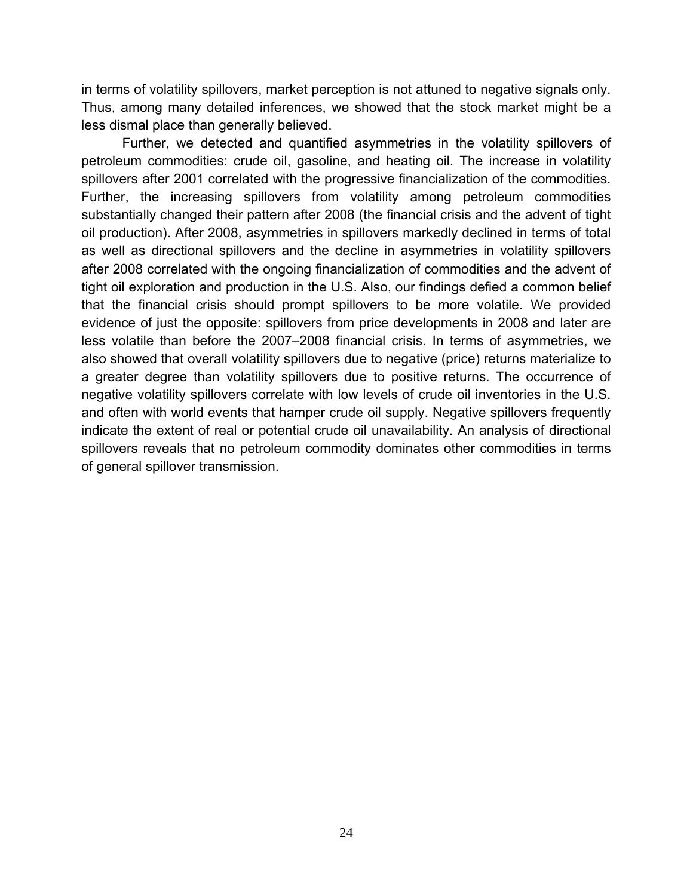in terms of volatility spillovers, market perception is not attuned to negative signals only. Thus, among many detailed inferences, we showed that the stock market might be a less dismal place than generally believed.

Further, we detected and quantified asymmetries in the volatility spillovers of petroleum commodities: crude oil, gasoline, and heating oil. The increase in volatility spillovers after 2001 correlated with the progressive financialization of the commodities. Further, the increasing spillovers from volatility among petroleum commodities substantially changed their pattern after 2008 (the financial crisis and the advent of tight oil production). After 2008, asymmetries in spillovers markedly declined in terms of total as well as directional spillovers and the decline in asymmetries in volatility spillovers after 2008 correlated with the ongoing financialization of commodities and the advent of tight oil exploration and production in the U.S. Also, our findings defied a common belief that the financial crisis should prompt spillovers to be more volatile. We provided evidence of just the opposite: spillovers from price developments in 2008 and later are less volatile than before the 2007–2008 financial crisis. In terms of asymmetries, we also showed that overall volatility spillovers due to negative (price) returns materialize to a greater degree than volatility spillovers due to positive returns. The occurrence of negative volatility spillovers correlate with low levels of crude oil inventories in the U.S. and often with world events that hamper crude oil supply. Negative spillovers frequently indicate the extent of real or potential crude oil unavailability. An analysis of directional spillovers reveals that no petroleum commodity dominates other commodities in terms of general spillover transmission.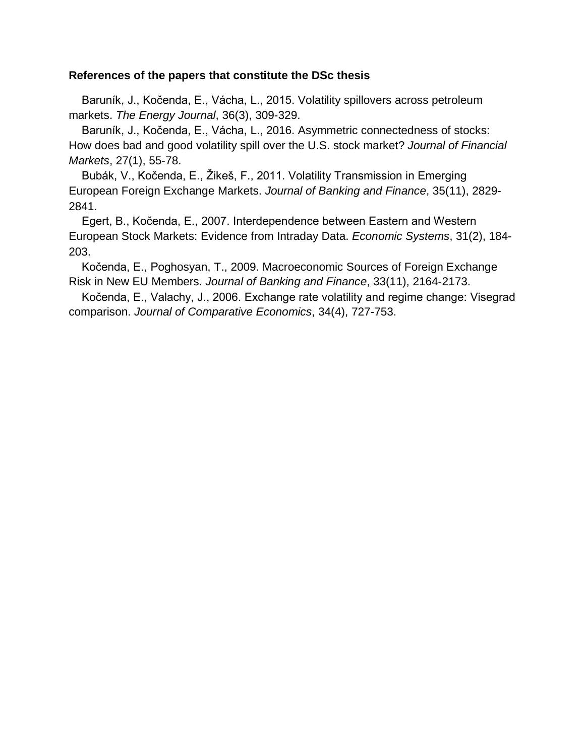**References of the papers that constitute the DSc thesis**

Baruník, J., Kočenda, E., Vácha, L., 2015. Volatility spillovers across petroleum markets. *The Energy Journal*, 36(3), 309-329.

Baruník, J., Kočenda, E., Vácha, L., 2016. Asymmetric connectedness of stocks: How does bad and good volatility spill over the U.S. stock market? *Journal of Financial Markets*, 27(1), 55-78.

Bubák, V., Kočenda, E., Žikeš, F., 2011. Volatility Transmission in Emerging European Foreign Exchange Markets. *Journal of Banking and Finance*, 35(11), 2829-2841.

Egert, B., Kočenda, E., 2007. Interdependence between Eastern and Western European Stock Markets: Evidence from Intraday Data. *Economic Systems*, 31(2), 184-203.

Kočenda, E., Poghosyan, T., 2009. Macroeconomic Sources of Foreign Exchange Risk in New EU Members. *Journal of Banking and Finance*, 33(11), 2164-2173.

Kočenda, E., Valachy, J., 2006. Exchange rate volatility and regime change: Visegrad comparison. *Journal of Comparative Economics*, 34(4), 727-753.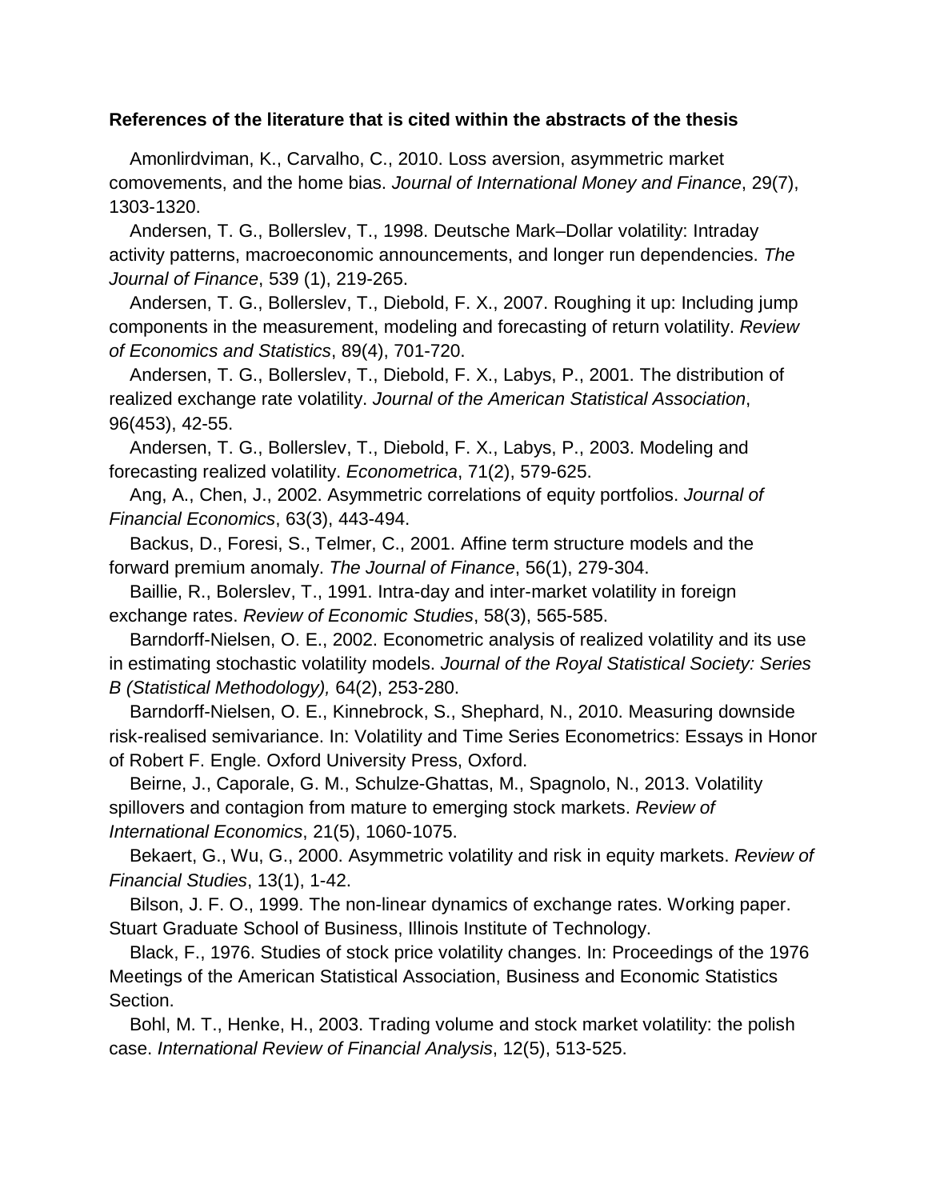**References of the literature that is cited within the abstracts of the thesis**

Amonlirdviman, K., Carvalho, C., 2010. Loss aversion, asymmetric market comovements, and the home bias. *Journal of International Money and Finance*, 29(7), 1303-1320.

Andersen, T. G., Bollerslev, T., 1998. Deutsche Mark–Dollar volatility: Intraday activity patterns, macroeconomic announcements, and longer run dependencies. *The Journal of Finance*, 539 (1), 219-265.

Andersen, T. G., Bollerslev, T., Diebold, F. X., 2007. Roughing it up: Including jump components in the measurement, modeling and forecasting of return volatility. *Review of Economics and Statistics*, 89(4), 701-720.

Andersen, T. G., Bollerslev, T., Diebold, F. X., Labys, P., 2001. The distribution of realized exchange rate volatility. *Journal of the American Statistical Association*, 96(453), 42-55.

Andersen, T. G., Bollerslev, T., Diebold, F. X., Labys, P., 2003. Modeling and forecasting realized volatility. *Econometrica*, 71(2), 579-625.

Ang, A., Chen, J., 2002. Asymmetric correlations of equity portfolios. *Journal of Financial Economics*, 63(3), 443-494.

Backus, D., Foresi, S., Telmer, C., 2001. Affine term structure models and the forward premium anomaly. *The Journal of Finance*, 56(1), 279-304.

Baillie, R., Bolerslev, T., 1991. Intra-day and inter-market volatility in foreign exchange rates. *Review of Economic Studies*, 58(3), 565-585.

Barndorff-Nielsen, O. E., 2002. Econometric analysis of realized volatility and its use in estimating stochastic volatility models. *Journal of the Royal Statistical Society: Series B (Statistical Methodology),* 64(2), 253-280.

Barndorff-Nielsen, O. E., Kinnebrock, S., Shephard, N., 2010. Measuring downside risk-realised semivariance. In: Volatility and Time Series Econometrics: Essays in Honor of Robert F. Engle. Oxford University Press, Oxford.

Beirne, J., Caporale, G. M., Schulze-Ghattas, M., Spagnolo, N., 2013. Volatility spillovers and contagion from mature to emerging stock markets. *Review of International Economics*, 21(5), 1060-1075.

Bekaert, G., Wu, G., 2000. Asymmetric volatility and risk in equity markets. *Review of Financial Studies*, 13(1), 1-42.

Bilson, J. F. O., 1999. The non-linear dynamics of exchange rates. Working paper. Stuart Graduate School of Business, Illinois Institute of Technology.

Black, F., 1976. Studies of stock price volatility changes. In: Proceedings of the 1976 Meetings of the American Statistical Association, Business and Economic Statistics Section.

Bohl, M. T., Henke, H., 2003. Trading volume and stock market volatility: the polish case. *International Review of Financial Analysis*, 12(5), 513-525.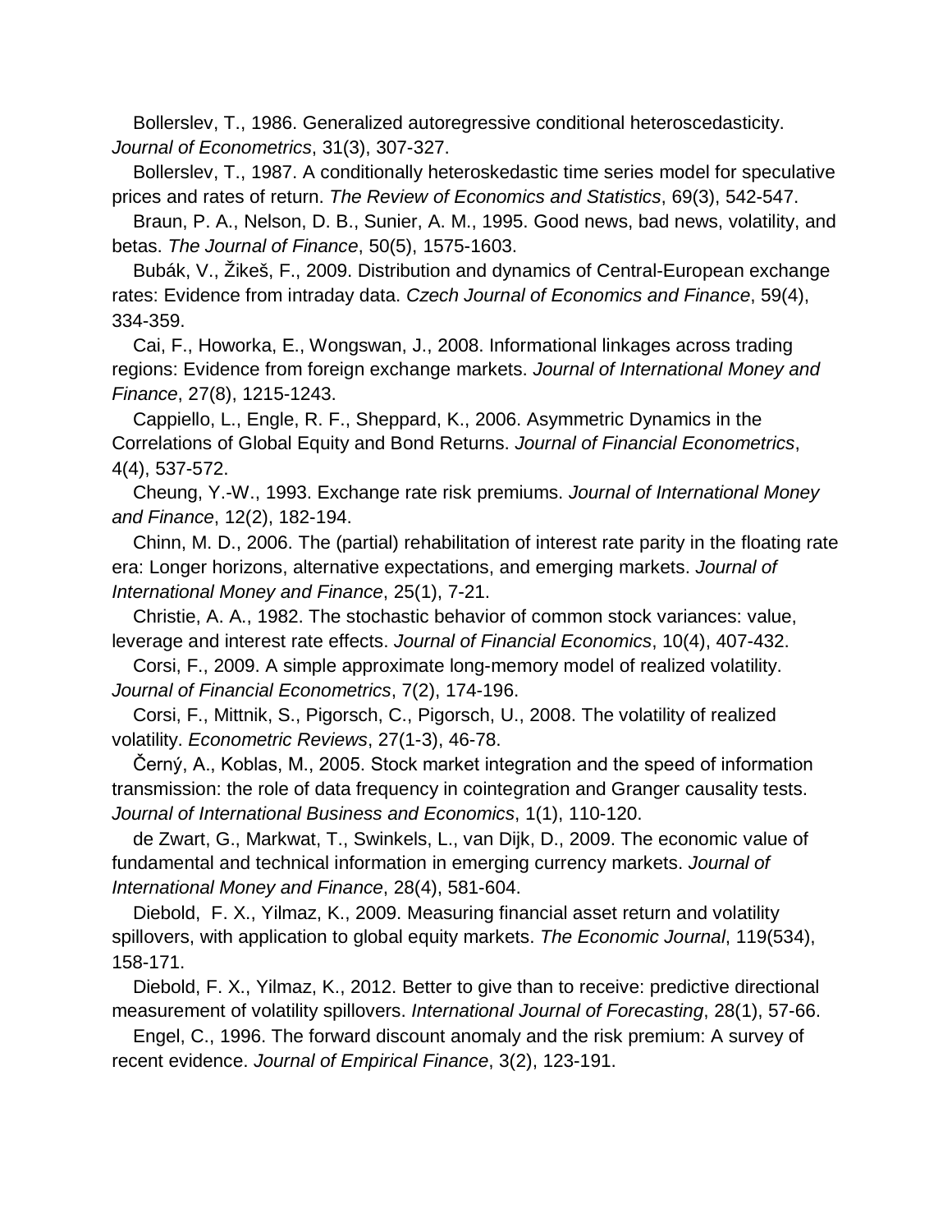Bollerslev, T., 1986. Generalized autoregressive conditional heteroscedasticity. *Journal of Econometrics*, 31(3), 307-327.

Bollerslev, T., 1987. A conditionally heteroskedastic time series model for speculative prices and rates of return. *The Review of Economics and Statistics*, 69(3), 542-547.

Braun, P. A., Nelson, D. B., Sunier, A. M., 1995. Good news, bad news, volatility, and betas. *The Journal of Finance*, 50(5), 1575-1603.

Bubák, V., Žikeš, F., 2009. Distribution and dynamics of Central-European exchange rates: Evidence from intraday data. *Czech Journal of Economics and Finance*, 59(4), 334-359.

Cai, F., Howorka, E., Wongswan, J., 2008. Informational linkages across trading regions: Evidence from foreign exchange markets. *Journal of International Money and Finance*, 27(8), 1215-1243.

Cappiello, L., Engle, R. F., Sheppard, K., 2006. Asymmetric Dynamics in the Correlations of Global Equity and Bond Returns. *Journal of Financial Econometrics*, 4(4), 537-572.

Cheung, Y.-W., 1993. Exchange rate risk premiums. *Journal of International Money and Finance*, 12(2), 182-194.

Chinn, M. D., 2006. The (partial) rehabilitation of interest rate parity in the floating rate era: Longer horizons, alternative expectations, and emerging markets. *Journal of International Money and Finance*, 25(1), 7-21.

Christie, A. A., 1982. The stochastic behavior of common stock variances: value, leverage and interest rate effects. *Journal of Financial Economics*, 10(4), 407-432.

Corsi, F., 2009. A simple approximate long-memory model of realized volatility. *Journal of Financial Econometrics*, 7(2), 174-196.

Corsi, F., Mittnik, S., Pigorsch, C., Pigorsch, U., 2008. The volatility of realized volatility. *Econometric Reviews*, 27(1-3), 46-78.

Černý, A., Koblas, M., 2005. Stock market integration and the speed of information transmission: the role of data frequency in cointegration and Granger causality tests. *Journal of International Business and Economics*, 1(1), 110-120.

de Zwart, G., Markwat, T., Swinkels, L., van Dijk, D., 2009. The economic value of fundamental and technical information in emerging currency markets. *Journal of International Money and Finance*, 28(4), 581-604.

Diebold, F. X., Yilmaz, K., 2009. Measuring financial asset return and volatility spillovers, with application to global equity markets. *The Economic Journal*, 119(534), 158-171.

Diebold, F. X., Yilmaz, K., 2012. Better to give than to receive: predictive directional measurement of volatility spillovers. *International Journal of Forecasting*, 28(1), 57-66.

Engel, C., 1996. The forward discount anomaly and the risk premium: A survey of recent evidence. *Journal of Empirical Finance*, 3(2), 123-191.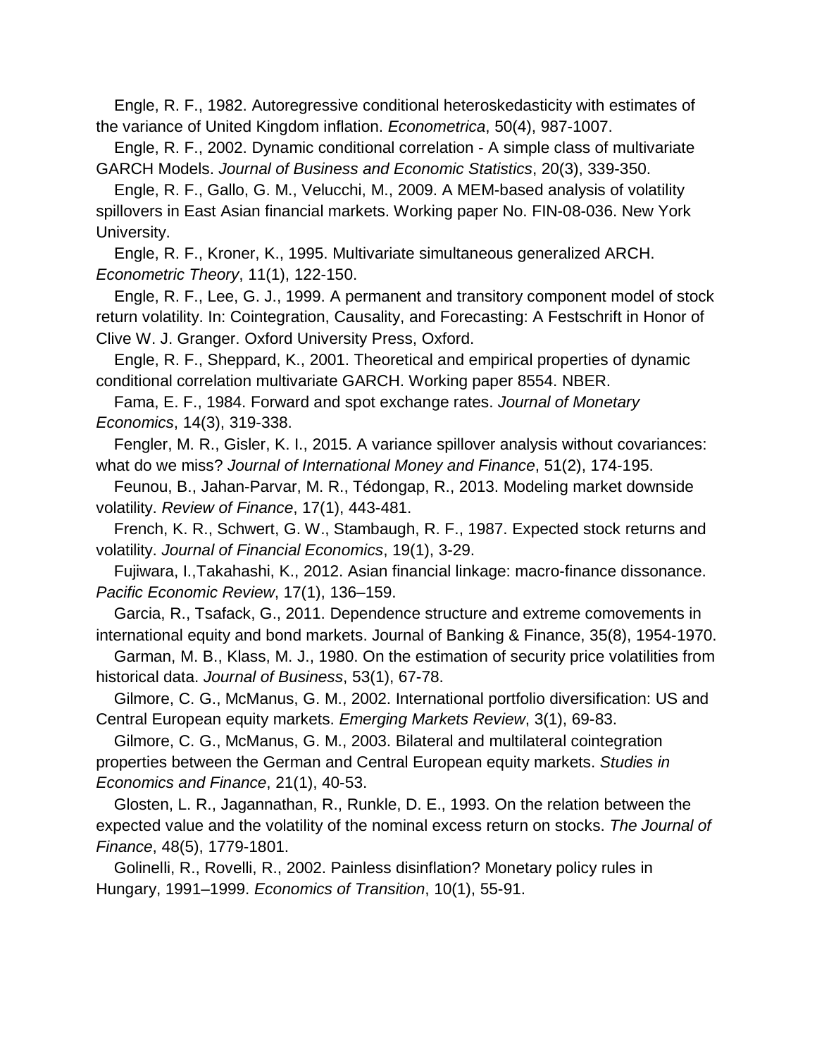Engle, R. F., 1982. Autoregressive conditional heteroskedasticity with estimates of the variance of United Kingdom inflation. *Econometrica*, 50(4), 987-1007.

Engle, R. F., 2002. Dynamic conditional correlation - A simple class of multivariate GARCH Models. *Journal of Business and Economic Statistics*, 20(3), 339-350.

Engle, R. F., Gallo, G. M., Velucchi, M., 2009. A MEM-based analysis of volatility spillovers in East Asian financial markets. Working paper No. FIN-08-036. New York University.

Engle, R. F., Kroner, K., 1995. Multivariate simultaneous generalized ARCH. *Econometric Theory*, 11(1), 122-150.

Engle, R. F., Lee, G. J., 1999. A permanent and transitory component model of stock return volatility. In: Cointegration, Causality, and Forecasting: A Festschrift in Honor of Clive W. J. Granger. Oxford University Press, Oxford.

Engle, R. F., Sheppard, K., 2001. Theoretical and empirical properties of dynamic conditional correlation multivariate GARCH. Working paper 8554. NBER.

Fama, E. F., 1984. Forward and spot exchange rates. *Journal of Monetary Economics*, 14(3), 319-338.

Fengler, M. R., Gisler, K. I., 2015. A variance spillover analysis without covariances: what do we miss? *Journal of International Money and Finance*, 51(2), 174-195.

Feunou, B., Jahan-Parvar, M. R., Tédongap, R., 2013. Modeling market downside volatility. *Review of Finance*, 17(1), 443-481.

French, K. R., Schwert, G. W., Stambaugh, R. F., 1987. Expected stock returns and volatility. *Journal of Financial Economics*, 19(1), 3-29.

Fujiwara, I.,Takahashi, K., 2012. Asian financial linkage: macro-finance dissonance. *Pacific Economic Review*, 17(1), 136–159.

Garcia, R., Tsafack, G., 2011. Dependence structure and extreme comovements in international equity and bond markets. Journal of Banking & Finance, 35(8), 1954-1970.

Garman, M. B., Klass, M. J., 1980. On the estimation of security price volatilities from historical data. *Journal of Business*, 53(1), 67-78.

Gilmore, C. G., McManus, G. M., 2002. International portfolio diversification: US and Central European equity markets. *Emerging Markets Review*, 3(1), 69-83.

Gilmore, C. G., McManus, G. M., 2003. Bilateral and multilateral cointegration properties between the German and Central European equity markets. *Studies in Economics and Finance*, 21(1), 40-53.

Glosten, L. R., Jagannathan, R., Runkle, D. E., 1993. On the relation between the expected value and the volatility of the nominal excess return on stocks. *The Journal of Finance*, 48(5), 1779-1801.

Golinelli, R., Rovelli, R., 2002. Painless disinflation? Monetary policy rules in Hungary, 1991–1999. *Economics of Transition*, 10(1), 55-91.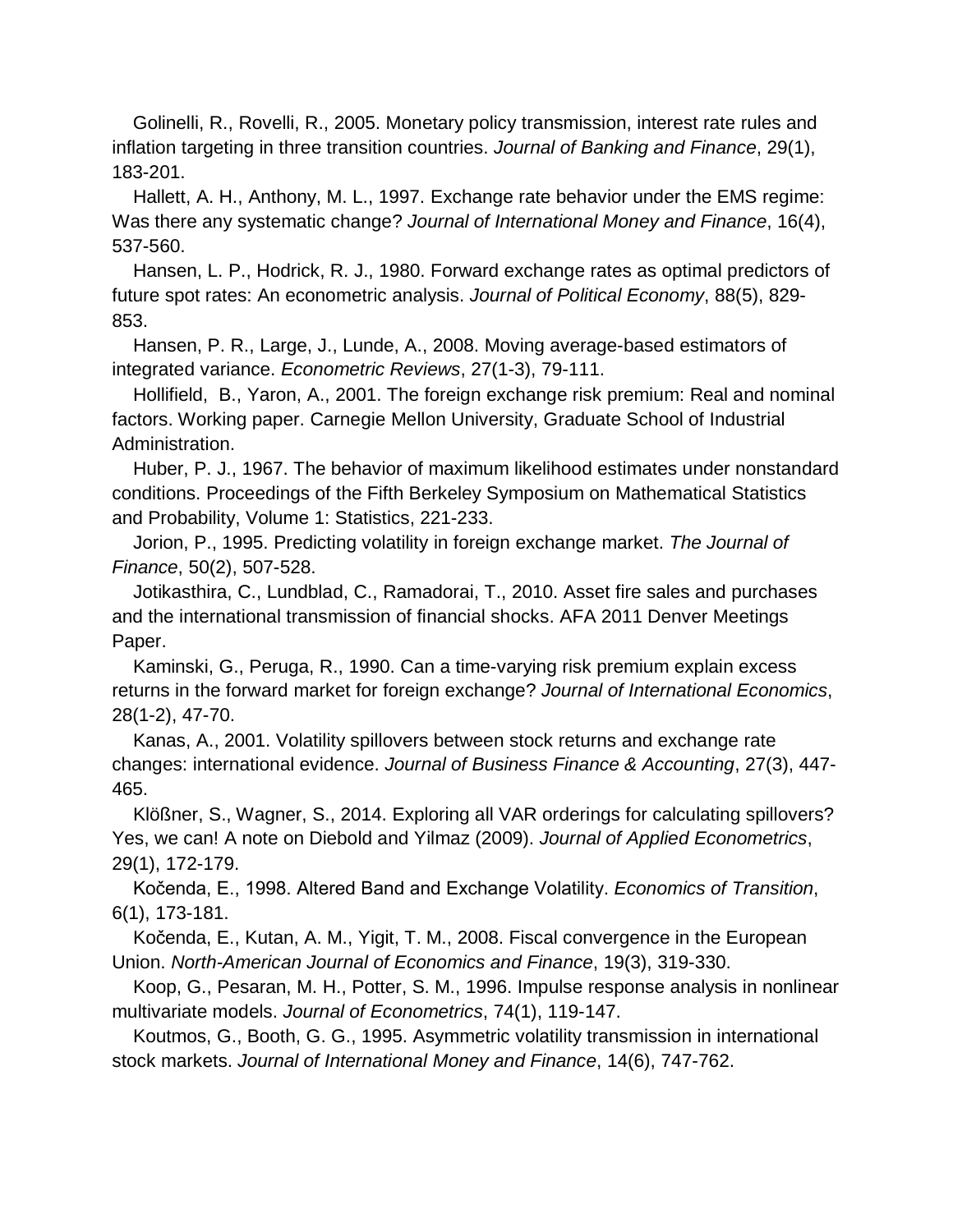Golinelli, R., Rovelli, R., 2005. Monetary policy transmission, interest rate rules and inflation targeting in three transition countries. *Journal of Banking and Finance*, 29(1), 183-201.

Hallett, A. H., Anthony, M. L., 1997. Exchange rate behavior under the EMS regime: Was there any systematic change? *Journal of International Money and Finance*, 16(4), 537-560.

Hansen, L. P., Hodrick, R. J., 1980. Forward exchange rates as optimal predictors of future spot rates: An econometric analysis. *Journal of Political Economy*, 88(5), 829-853.

Hansen, P. R., Large, J., Lunde, A., 2008. Moving average-based estimators of integrated variance. *Econometric Reviews*, 27(1-3), 79-111.

Hollifield, B., Yaron, A., 2001. The foreign exchange risk premium: Real and nominal factors. Working paper. Carnegie Mellon University, Graduate School of Industrial Administration.

Huber, P. J., 1967. The behavior of maximum likelihood estimates under nonstandard conditions. Proceedings of the Fifth Berkeley Symposium on Mathematical Statistics and Probability, Volume 1: Statistics, 221-233.

Jorion, P., 1995. Predicting volatility in foreign exchange market. *The Journal of Finance*, 50(2), 507-528.

Jotikasthira, C., Lundblad, C., Ramadorai, T., 2010. Asset fire sales and purchases and the international transmission of financial shocks. AFA 2011 Denver Meetings Paper.

Kaminski, G., Peruga, R., 1990. Can a time-varying risk premium explain excess returns in the forward market for foreign exchange? *Journal of International Economics*, 28(1-2), 47-70.

Kanas, A., 2001. Volatility spillovers between stock returns and exchange rate changes: international evidence. *Journal of Business Finance & Accounting*, 27(3), 447-465.

Klößner, S., Wagner, S., 2014. Exploring all VAR orderings for calculating spillovers? Yes, we can! A note on Diebold and Yilmaz (2009). *Journal of Applied Econometrics*, 29(1), 172-179.

Kočenda, E., 1998. Altered Band and Exchange Volatility. *Economics of Transition*, 6(1), 173-181.

Kočenda, E., Kutan, A. M., Yigit, T. M., 2008. Fiscal convergence in the European Union. *North-American Journal of Economics and Finance*, 19(3), 319-330.

Koop, G., Pesaran, M. H., Potter, S. M., 1996. Impulse response analysis in nonlinear multivariate models. *Journal of Econometrics*, 74(1), 119-147.

Koutmos, G., Booth, G. G., 1995. Asymmetric volatility transmission in international stock markets. *Journal of International Money and Finance*, 14(6), 747-762.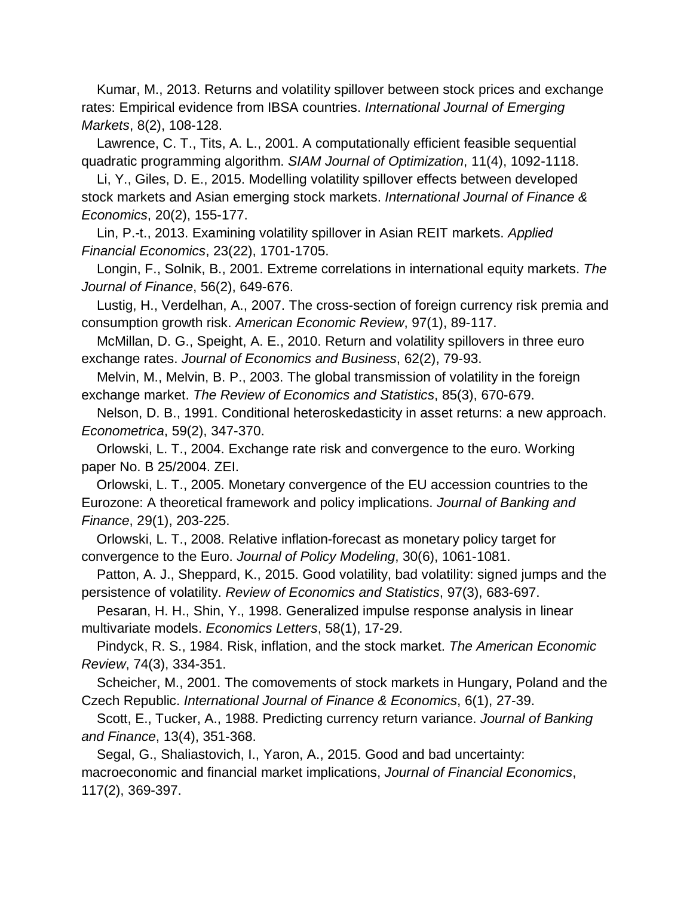Kumar, M., 2013. Returns and volatility spillover between stock prices and exchange rates: Empirical evidence from IBSA countries. *International Journal of Emerging Markets*, 8(2), 108-128.

Lawrence, C. T., Tits, A. L., 2001. A computationally efficient feasible sequential quadratic programming algorithm. *SIAM Journal of Optimization*, 11(4), 1092-1118.

Li, Y., Giles, D. E., 2015. Modelling volatility spillover effects between developed stock markets and Asian emerging stock markets. *International Journal of Finance & Economics*, 20(2), 155-177.

Lin, P.-t., 2013. Examining volatility spillover in Asian REIT markets. *Applied Financial Economics*, 23(22), 1701-1705.

Longin, F., Solnik, B., 2001. Extreme correlations in international equity markets. *The Journal of Finance*, 56(2), 649-676.

Lustig, H., Verdelhan, A., 2007. The cross-section of foreign currency risk premia and consumption growth risk. *American Economic Review*, 97(1), 89-117.

McMillan, D. G., Speight, A. E., 2010. Return and volatility spillovers in three euro exchange rates. *Journal of Economics and Business*, 62(2), 79-93.

Melvin, M., Melvin, B. P., 2003. The global transmission of volatility in the foreign exchange market. *The Review of Economics and Statistics*, 85(3), 670-679.

Nelson, D. B., 1991. Conditional heteroskedasticity in asset returns: a new approach. *Econometrica*, 59(2), 347-370.

Orlowski, L. T., 2004. Exchange rate risk and convergence to the euro. Working paper No. B 25/2004. ZEI.

Orlowski, L. T., 2005. Monetary convergence of the EU accession countries to the Eurozone: A theoretical framework and policy implications. *Journal of Banking and Finance*, 29(1), 203-225.

Orlowski, L. T., 2008. Relative inflation-forecast as monetary policy target for convergence to the Euro. *Journal of Policy Modeling*, 30(6), 1061-1081.

Patton, A. J., Sheppard, K., 2015. Good volatility, bad volatility: signed jumps and the persistence of volatility. *Review of Economics and Statistics*, 97(3), 683-697.

Pesaran, H. H., Shin, Y., 1998. Generalized impulse response analysis in linear multivariate models. *Economics Letters*, 58(1), 17-29.

Pindyck, R. S., 1984. Risk, inflation, and the stock market. *The American Economic Review*, 74(3), 334-351.

Scheicher, M., 2001. The comovements of stock markets in Hungary, Poland and the Czech Republic. *International Journal of Finance & Economics*, 6(1), 27-39.

Scott, E., Tucker, A., 1988. Predicting currency return variance. *Journal of Banking and Finance*, 13(4), 351-368.

Segal, G., Shaliastovich, I., Yaron, A., 2015. Good and bad uncertainty: macroeconomic and financial market implications, *Journal of Financial Economics*, 117(2), 369-397.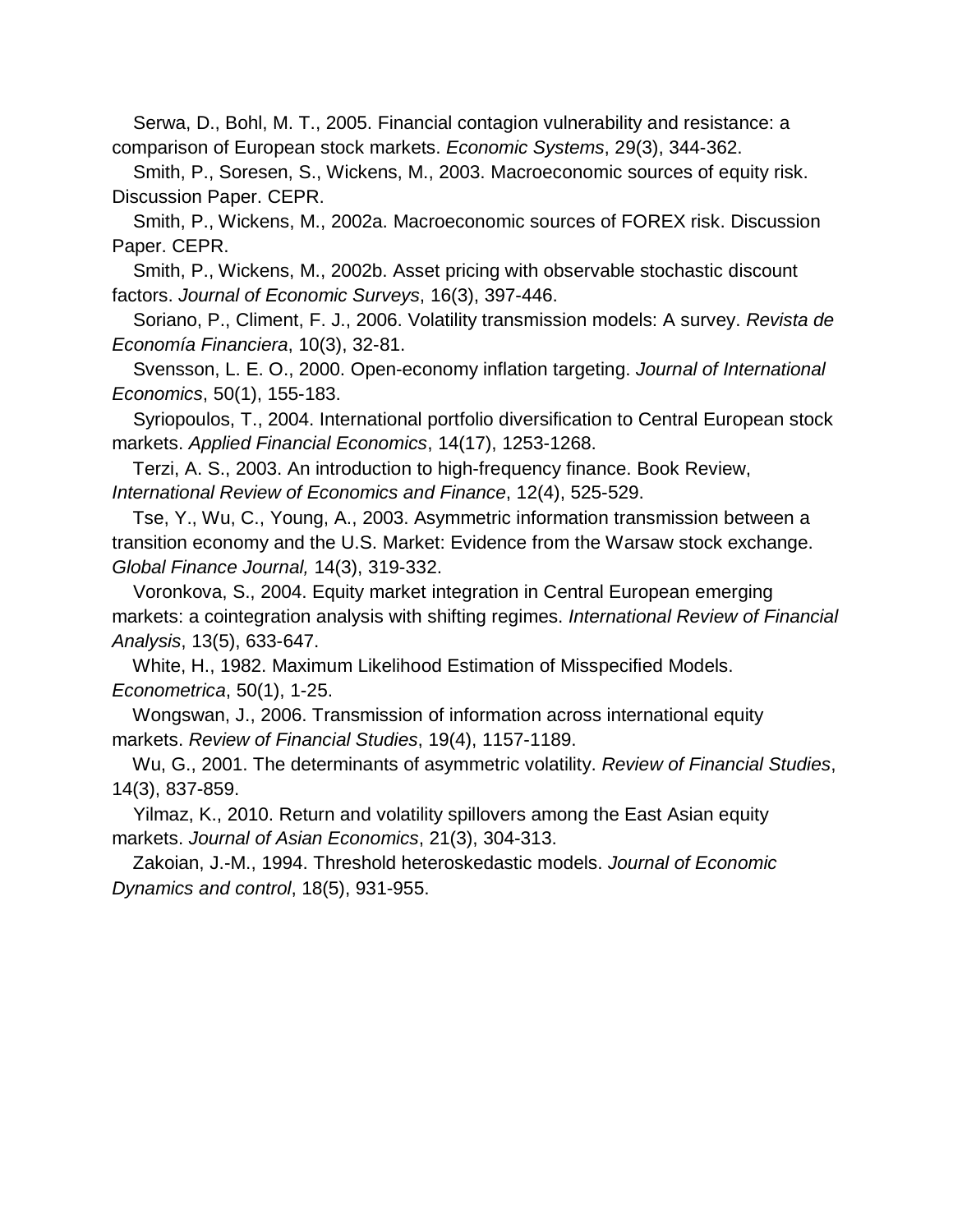Serwa, D., Bohl, M. T., 2005. Financial contagion vulnerability and resistance: a comparison of European stock markets. *Economic Systems*, 29(3), 344-362.

Smith, P., Soresen, S., Wickens, M., 2003. Macroeconomic sources of equity risk. Discussion Paper. CEPR.

Smith, P., Wickens, M., 2002a. Macroeconomic sources of FOREX risk. Discussion Paper. CEPR.

Smith, P., Wickens, M., 2002b. Asset pricing with observable stochastic discount factors. *Journal of Economic Surveys*, 16(3), 397-446.

Soriano, P., Climent, F. J., 2006. Volatility transmission models: A survey. *Revista de Economía Financiera*, 10(3), 32-81.

Svensson, L. E. O., 2000. Open-economy inflation targeting. *Journal of International Economics*, 50(1), 155-183.

Syriopoulos, T., 2004. International portfolio diversification to Central European stock markets. *Applied Financial Economics*, 14(17), 1253-1268.

Terzi, A. S., 2003. An introduction to high-frequency finance. Book Review, *International Review of Economics and Finance*, 12(4), 525-529.

Tse, Y., Wu, C., Young, A., 2003. Asymmetric information transmission between a transition economy and the U.S. Market: Evidence from the Warsaw stock exchange. *Global Finance Journal,* 14(3), 319-332.

Voronkova, S., 2004. Equity market integration in Central European emerging markets: a cointegration analysis with shifting regimes. *International Review of Financial Analysis*, 13(5), 633-647.

White, H., 1982. Maximum Likelihood Estimation of Misspecified Models. *Econometrica*, 50(1), 1-25.

Wongswan, J., 2006. Transmission of information across international equity markets. *Review of Financial Studies*, 19(4), 1157-1189.

Wu, G., 2001. The determinants of asymmetric volatility. *Review of Financial Studies*, 14(3), 837-859.

Yilmaz, K., 2010. Return and volatility spillovers among the East Asian equity markets. *Journal of Asian Economics*, 21(3), 304-313.

Zakoian, J.-M., 1994. Threshold heteroskedastic models. *Journal of Economic Dynamics and control*, 18(5), 931-955.